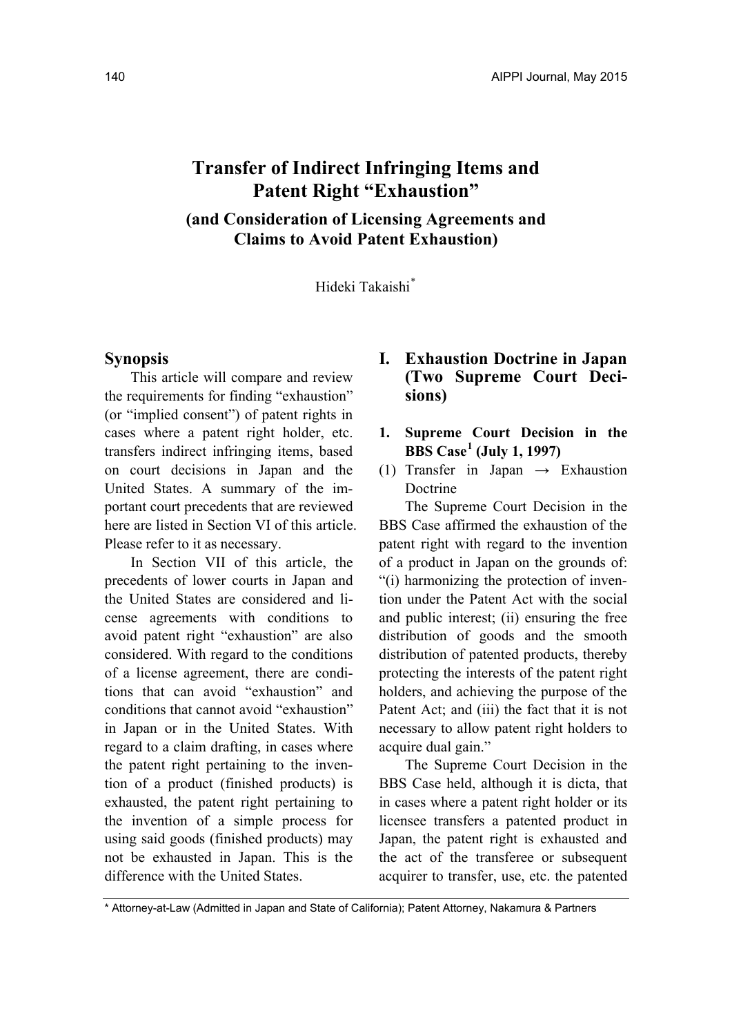# Transfer of Indirect Infringing Items and Patent Right "Exhaustion"

## (and Consideration of Licensing Agreements and Claims to Avoid Patent Exhaustion)

Hideki Takaishi*

## Synopsis

This article will compare and review the requirements for finding "exhaustion" (or "implied consent") of patent rights in cases where a patent right holder, etc. transfers indirect infringing items, based on court decisions in Japan and the United States. A summary of the important court precedents that are reviewed here are listed in Section VI of this article. Please refer to it as necessary.

In Section VII of this article, the precedents of lower courts in Japan and the United States are considered and license agreements with conditions to avoid patent right "exhaustion" are also considered. With regard to the conditions of a license agreement, there are conditions that can avoid "exhaustion" and conditions that cannot avoid "exhaustion" in Japan or in the United States. With regard to a claim drafting, in cases where the patent right pertaining to the invention of a product (finished products) is exhausted, the patent right pertaining to the invention of a simple process for using said goods (finished products) may not be exhausted in Japan. This is the difference with the United States.

## I. Exhaustion Doctrine in Japan (Two Supreme Court Decisions)

### 1. Supreme Court Decision in the BBS Case[1] (July 1, 1997)

(1) Transfer in Japan → Exhaustion Doctrine

The Supreme Court Decision in the BBS Case affirmed the exhaustion of the patent right with regard to the invention of a product in Japan on the grounds of: "(i) harmonizing the protection of invention under the Patent Act with the social and public interest; (ii) ensuring the free distribution of goods and the smooth distribution of patented products, thereby protecting the interests of the patent right holders, and achieving the purpose of the Patent Act; and (iii) the fact that it is not necessary to allow patent right holders to acquire dual gain."

The Supreme Court Decision in the BBS Case held, although it is dicta, that in cases where a patent right holder or its licensee transfers a patented product in Japan, the patent right is exhausted and the act of the transferee or subsequent acquirer to transfer, use, etc. the patented

\* Attorney-at-Law (Admitted in Japan and State of California); Patent Attorney, Nakamura & Partners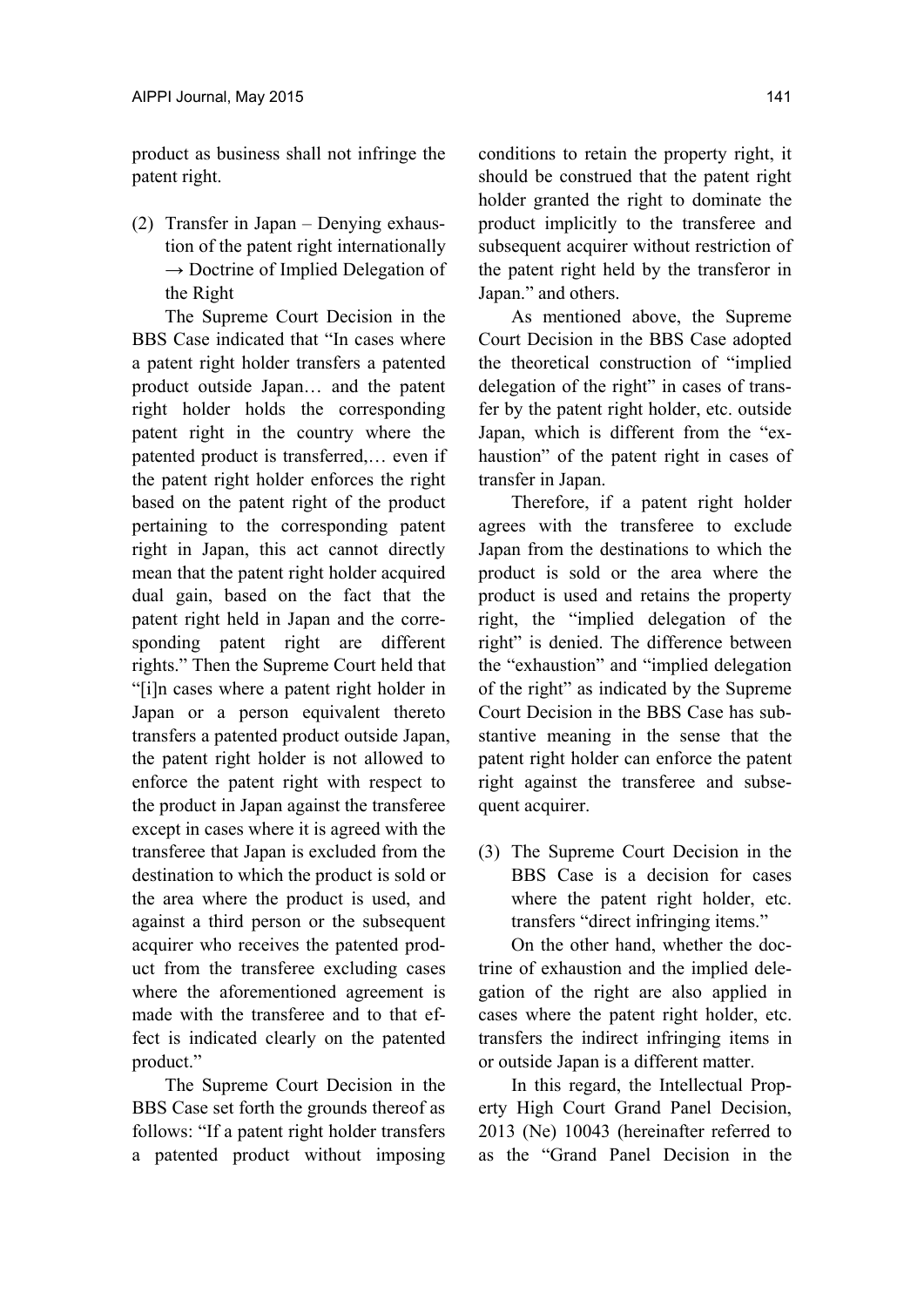product as business shall not infringe the patent right.

(2) Transfer in Japan – Denying exhaustion of the patent right internationally → Doctrine of Implied Delegation of the Right

The Supreme Court Decision in the BBS Case indicated that "In cases where a patent right holder transfers a patented product outside Japan… and the patent right holder holds the corresponding patent right in the country where the patented product is transferred,… even if the patent right holder enforces the right based on the patent right of the product pertaining to the corresponding patent right in Japan, this act cannot directly mean that the patent right holder acquired dual gain, based on the fact that the patent right held in Japan and the corresponding patent right are different rights." Then the Supreme Court held that "[i]n cases where a patent right holder in Japan or a person equivalent thereto transfers a patented product outside Japan, the patent right holder is not allowed to enforce the patent right with respect to the product in Japan against the transferee except in cases where it is agreed with the transferee that Japan is excluded from the destination to which the product is sold or the area where the product is used, and against a third person or the subsequent acquirer who receives the patented product from the transferee excluding cases where the aforementioned agreement is made with the transferee and to that effect is indicated clearly on the patented product."

The Supreme Court Decision in the BBS Case set forth the grounds thereof as follows: "If a patent right holder transfers a patented product without imposing conditions to retain the property right, it should be construed that the patent right holder granted the right to dominate the product implicitly to the transferee and subsequent acquirer without restriction of the patent right held by the transferor in Japan." and others.

As mentioned above, the Supreme Court Decision in the BBS Case adopted the theoretical construction of "implied delegation of the right" in cases of transfer by the patent right holder, etc. outside Japan, which is different from the "exhaustion" of the patent right in cases of transfer in Japan.

Therefore, if a patent right holder agrees with the transferee to exclude Japan from the destinations to which the product is sold or the area where the product is used and retains the property right, the "implied delegation of the right" is denied. The difference between the "exhaustion" and "implied delegation of the right" as indicated by the Supreme Court Decision in the BBS Case has substantive meaning in the sense that the patent right holder can enforce the patent right against the transferee and subsequent acquirer.

(3) The Supreme Court Decision in the BBS Case is a decision for cases where the patent right holder, etc. transfers "direct infringing items."

On the other hand, whether the doctrine of exhaustion and the implied delegation of the right are also applied in cases where the patent right holder, etc. transfers the indirect infringing items in or outside Japan is a different matter.

In this regard, the Intellectual Property High Court Grand Panel Decision, 2013 (Ne) 10043 (hereinafter referred to as the "Grand Panel Decision in the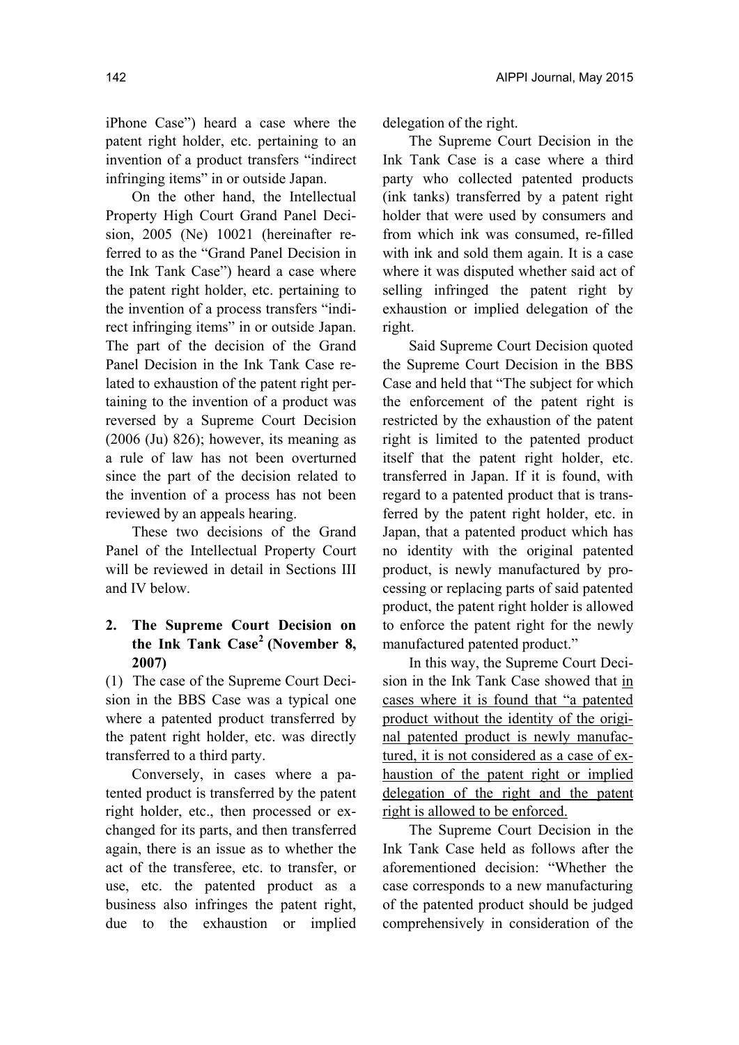iPhone Case") heard a case where the patent right holder, etc. pertaining to an invention of a product transfers "indirect infringing items" in or outside Japan.

On the other hand, the Intellectual Property High Court Grand Panel Decision, 2005 (Ne) 10021 (hereinafter referred to as the "Grand Panel Decision in the Ink Tank Case") heard a case where the patent right holder, etc. pertaining to the invention of a process transfers "indirect infringing items" in or outside Japan. The part of the decision of the Grand Panel Decision in the Ink Tank Case related to exhaustion of the patent right pertaining to the invention of a product was reversed by a Supreme Court Decision (2006 (Ju) 826); however, its meaning as a rule of law has not been overturned since the part of the decision related to the invention of a process has not been reviewed by an appeals hearing.

These two decisions of the Grand Panel of the Intellectual Property Court will be reviewed in detail in Sections III and IV below.

## 2. The Supreme Court Decision on the Ink Tank Case[2] (November 8, 2007)

(1) The case of the Supreme Court Decision in the BBS Case was a typical one where a patented product transferred by the patent right holder, etc. was directly transferred to a third party.

Conversely, in cases where a patented product is transferred by the patent right holder, etc., then processed or exchanged for its parts, and then transferred again, there is an issue as to whether the act of the transferee, etc. to transfer, or use, etc. the patented product as a business also infringes the patent right, due to the exhaustion or implied delegation of the right.

The Supreme Court Decision in the Ink Tank Case is a case where a third party who collected patented products (ink tanks) transferred by a patent right holder that were used by consumers and from which ink was consumed, re-filled with ink and sold them again. It is a case where it was disputed whether said act of selling infringed the patent right by exhaustion or implied delegation of the right.

Said Supreme Court Decision quoted the Supreme Court Decision in the BBS Case and held that "The subject for which the enforcement of the patent right is restricted by the exhaustion of the patent right is limited to the patented product itself that the patent right holder, etc. transferred in Japan. If it is found, with regard to a patented product that is transferred by the patent right holder, etc. in Japan, that a patented product which has no identity with the original patented product, is newly manufactured by processing or replacing parts of said patented product, the patent right holder is allowed to enforce the patent right for the newly manufactured patented product."

In this way, the Supreme Court Decision in the Ink Tank Case showed that in cases where it is found that "a patented product without the identity of the original patented product is newly manufactured, it is not considered as a case of exhaustion of the patent right or implied delegation of the right and the patent right is allowed to be enforced.

The Supreme Court Decision in the Ink Tank Case held as follows after the aforementioned decision: "Whether the case corresponds to a new manufacturing of the patented product should be judged comprehensively in consideration of the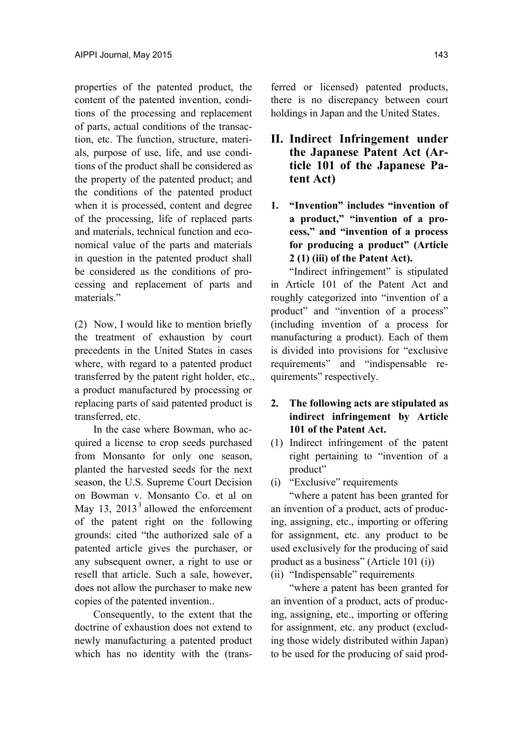properties of the patented product, the content of the patented invention, conditions of the processing and replacement of parts, actual conditions of the transaction, etc. The function, structure, materials, purpose of use, life, and use conditions of the product shall be considered as the property of the patented product; and the conditions of the patented product when it is processed, content and degree of the processing, life of replaced parts and materials, technical function and economical value of the parts and materials in question in the patented product shall be considered as the conditions of processing and replacement of parts and materials."

(2) Now, I would like to mention briefly the treatment of exhaustion by court precedents in the United States in cases where, with regard to a patented product transferred by the patent right holder, etc., a product manufactured by processing or replacing parts of said patented product is transferred, etc.

In the case where Bowman, who acquired a license to crop seeds purchased from Monsanto for only one season, planted the harvested seeds for the next season, the U.S. Supreme Court Decision on Bowman v. Monsanto Co. et al on May 13, 2013[3] allowed the enforcement of the patent right on the following grounds: cited "the authorized sale of a patented article gives the purchaser, or any subsequent owner, a right to use or resell that article. Such a sale, however, does not allow the purchaser to make new copies of the patented invention..

Consequently, to the extent that the doctrine of exhaustion does not extend to newly manufacturing a patented product which has no identity with the (transferred or licensed) patented products, there is no discrepancy between court holdings in Japan and the United States.

## II. Indirect Infringement under the Japanese Patent Act (Article 101 of the Japanese Patent Act)

**1. "Invention" includes "invention of a product," "invention of a process," and "invention of a process for producing a product" (Article 2 (1) (iii) of the Patent Act).**

"Indirect infringement" is stipulated in Article 101 of the Patent Act and roughly categorized into "invention of a product" and "invention of a process" (including invention of a process for manufacturing a product). Each of them is divided into provisions for "exclusive requirements" and "indispensable requirements" respectively.

**2. The following acts are stipulated as indirect infringement by Article 101 of the Patent Act.**

(1) Indirect infringement of the patent right pertaining to "invention of a product"

(i) "Exclusive" requirements

"where a patent has been granted for an invention of a product, acts of producing, assigning, etc., importing or offering for assignment, etc. any product to be used exclusively for the producing of said product as a business" (Article 101 (i))

(ii) "Indispensable" requirements

"where a patent has been granted for an invention of a product, acts of producing, assigning, etc., importing or offering for assignment, etc. any product (excluding those widely distributed within Japan) to be used for the producing of said prod-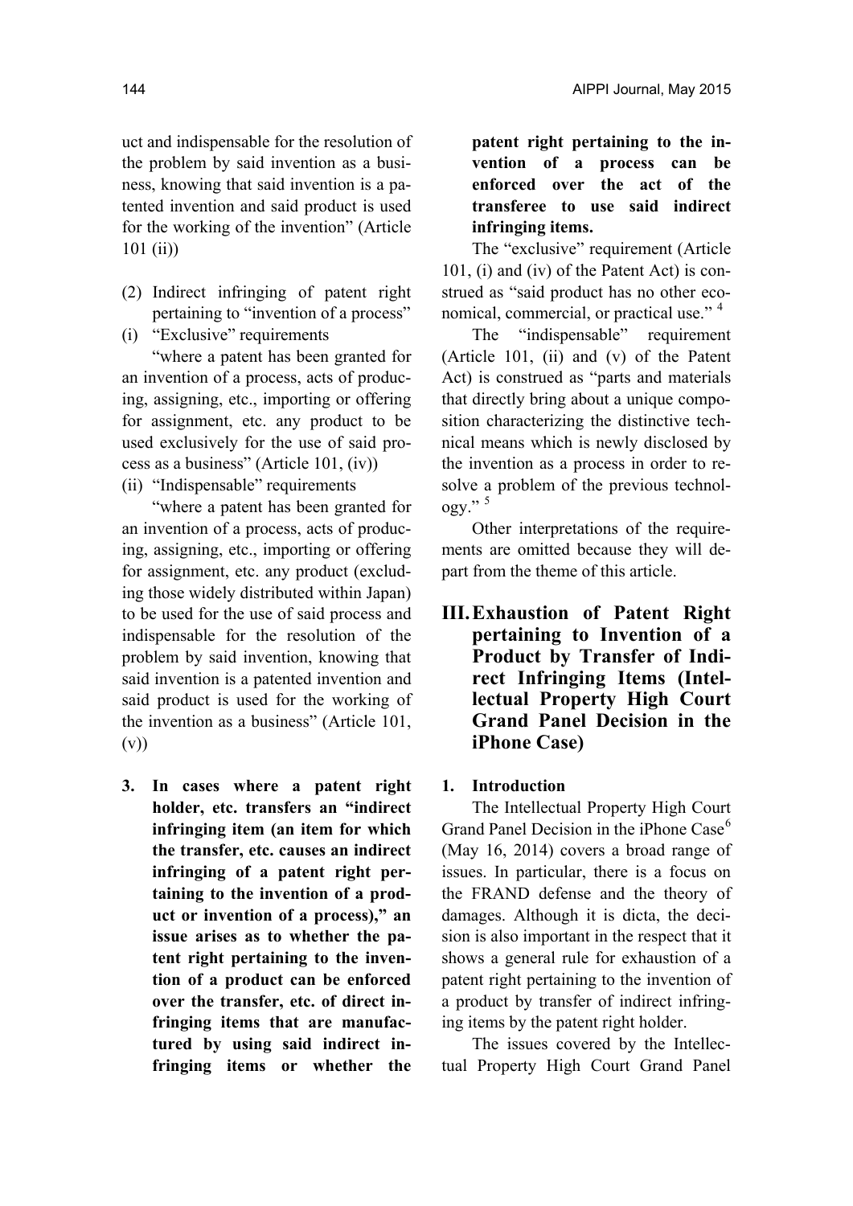uct and indispensable for the resolution of the problem by said invention as a business, knowing that said invention is a patented invention and said product is used for the working of the invention" (Article 101 (ii))

(2) Indirect infringing of patent right pertaining to "invention of a process"

(i) "Exclusive" requirements

"where a patent has been granted for an invention of a process, acts of producing, assigning, etc., importing or offering for assignment, etc. any product to be used exclusively for the use of said process as a business" (Article 101, (iv))

(ii) "Indispensable" requirements

"where a patent has been granted for an invention of a process, acts of producing, assigning, etc., importing or offering for assignment, etc. any product (excluding those widely distributed within Japan) to be used for the use of said process and indispensable for the resolution of the problem by said invention, knowing that said invention is a patented invention and said product is used for the working of the invention as a business" (Article 101, (v))

**3. In cases where a patent right holder, etc. transfers an "indirect infringing item (an item for which the transfer, etc. causes an indirect infringing of a patent right pertaining to the invention of a product or invention of a process)," an issue arises as to whether the patent right pertaining to the invention of a product can be enforced over the transfer, etc. of direct infringing items that are manufactured by using said indirect infringing items or whether the patent right pertaining to the invention of a process can be enforced over the act of the transferee to use said indirect infringing items.**

The "exclusive" requirement (Article 101, (i) and (iv) of the Patent Act) is construed as "said product has no other economical, commercial, or practical use." [4]

The "indispensable" requirement (Article 101, (ii) and (v) of the Patent Act) is construed as "parts and materials that directly bring about a unique composition characterizing the distinctive technical means which is newly disclosed by the invention as a process in order to resolve a problem of the previous technology." [5]

Other interpretations of the requirements are omitted because they will depart from the theme of this article.

## III. Exhaustion of Patent Right pertaining to Invention of a Product by Transfer of Indirect Infringing Items (Intellectual Property High Court Grand Panel Decision in the iPhone Case)

### 1. Introduction

The Intellectual Property High Court Grand Panel Decision in the iPhone Case[6] (May 16, 2014) covers a broad range of issues. In particular, there is a focus on the FRAND defense and the theory of damages. Although it is dicta, the decision is also important in the respect that it shows a general rule for exhaustion of a patent right pertaining to the invention of a product by transfer of indirect infringing items by the patent right holder.

The issues covered by the Intellectual Property High Court Grand Panel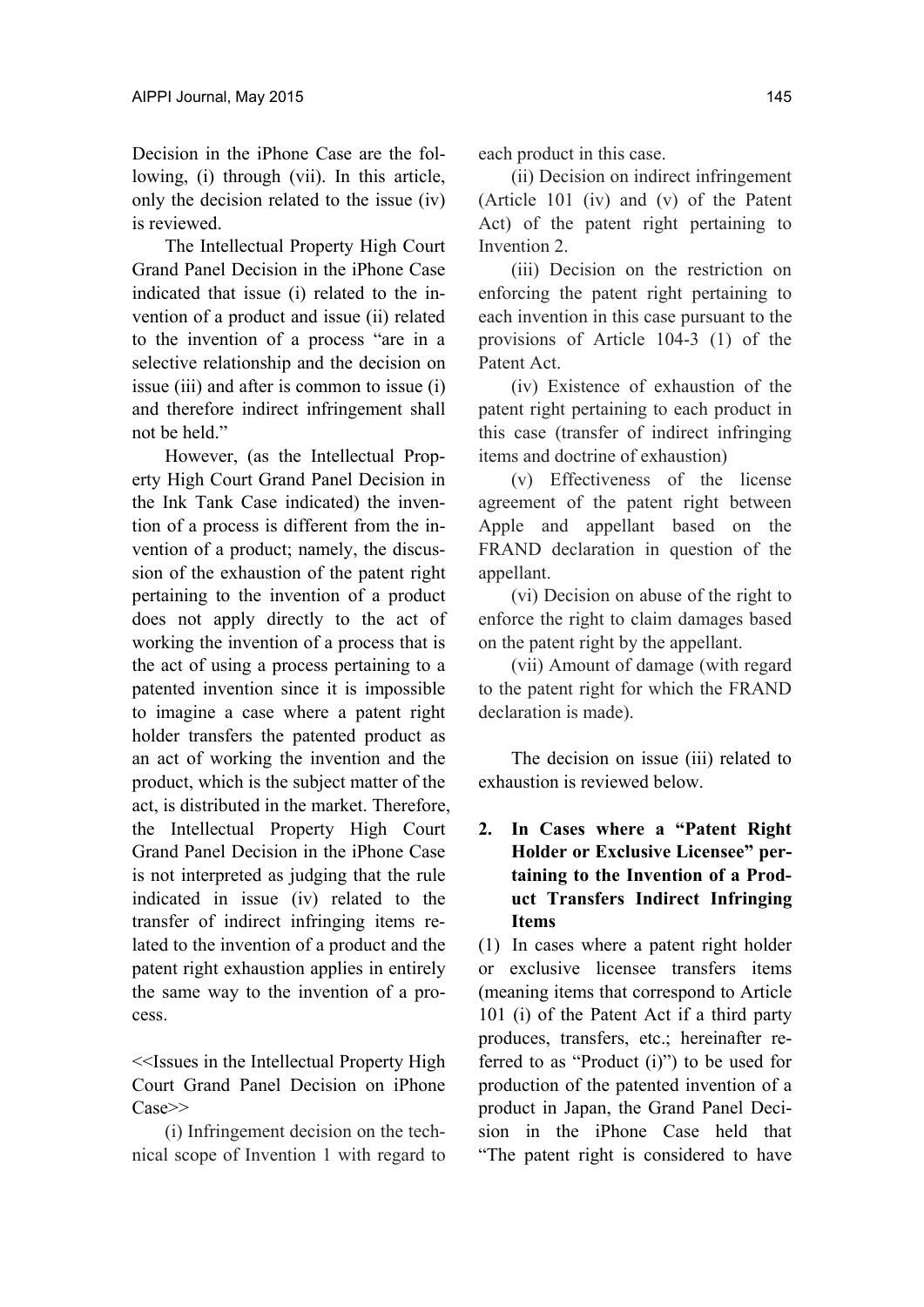Decision in the iPhone Case are the following, (i) through (vii). In this article, only the decision related to the issue (iv) is reviewed.

The Intellectual Property High Court Grand Panel Decision in the iPhone Case indicated that issue (i) related to the invention of a product and issue (ii) related to the invention of a process "are in a selective relationship and the decision on issue (iii) and after is common to issue (i) and therefore indirect infringement shall not be held."

However, (as the Intellectual Property High Court Grand Panel Decision in the Ink Tank Case indicated) the invention of a process is different from the invention of a product; namely, the discussion of the exhaustion of the patent right pertaining to the invention of a product does not apply directly to the act of working the invention of a process that is the act of using a process pertaining to a patented invention since it is impossible to imagine a case where a patent right holder transfers the patented product as an act of working the invention and the product, which is the subject matter of the act, is distributed in the market. Therefore, the Intellectual Property High Court Grand Panel Decision in the iPhone Case is not interpreted as judging that the rule indicated in issue (iv) related to the transfer of indirect infringing items related to the invention of a product and the patent right exhaustion applies in entirely the same way to the invention of a process.

<<Issues in the Intellectual Property High Court Grand Panel Decision on iPhone Case>>

(i) Infringement decision on the technical scope of Invention 1 with regard to each product in this case.

(ii) Decision on indirect infringement (Article 101 (iv) and (v) of the Patent Act) of the patent right pertaining to Invention 2.

(iii) Decision on the restriction on enforcing the patent right pertaining to each invention in this case pursuant to the provisions of Article 104-3 (1) of the Patent Act.

(iv) Existence of exhaustion of the patent right pertaining to each product in this case (transfer of indirect infringing items and doctrine of exhaustion)

(v) Effectiveness of the license agreement of the patent right between Apple and appellant based on the FRAND declaration in question of the appellant.

(vi) Decision on abuse of the right to enforce the right to claim damages based on the patent right by the appellant.

(vii) Amount of damage (with regard to the patent right for which the FRAND declaration is made).

The decision on issue (iii) related to exhaustion is reviewed below.

## 2. In Cases where a "Patent Right Holder or Exclusive Licensee" pertaining to the Invention of a Product Transfers Indirect Infringing Items

(1) In cases where a patent right holder or exclusive licensee transfers items (meaning items that correspond to Article 101 (i) of the Patent Act if a third party produces, transfers, etc.; hereinafter referred to as "Product (i)") to be used for production of the patented invention of a product in Japan, the Grand Panel Decision in the iPhone Case held that "The patent right is considered to have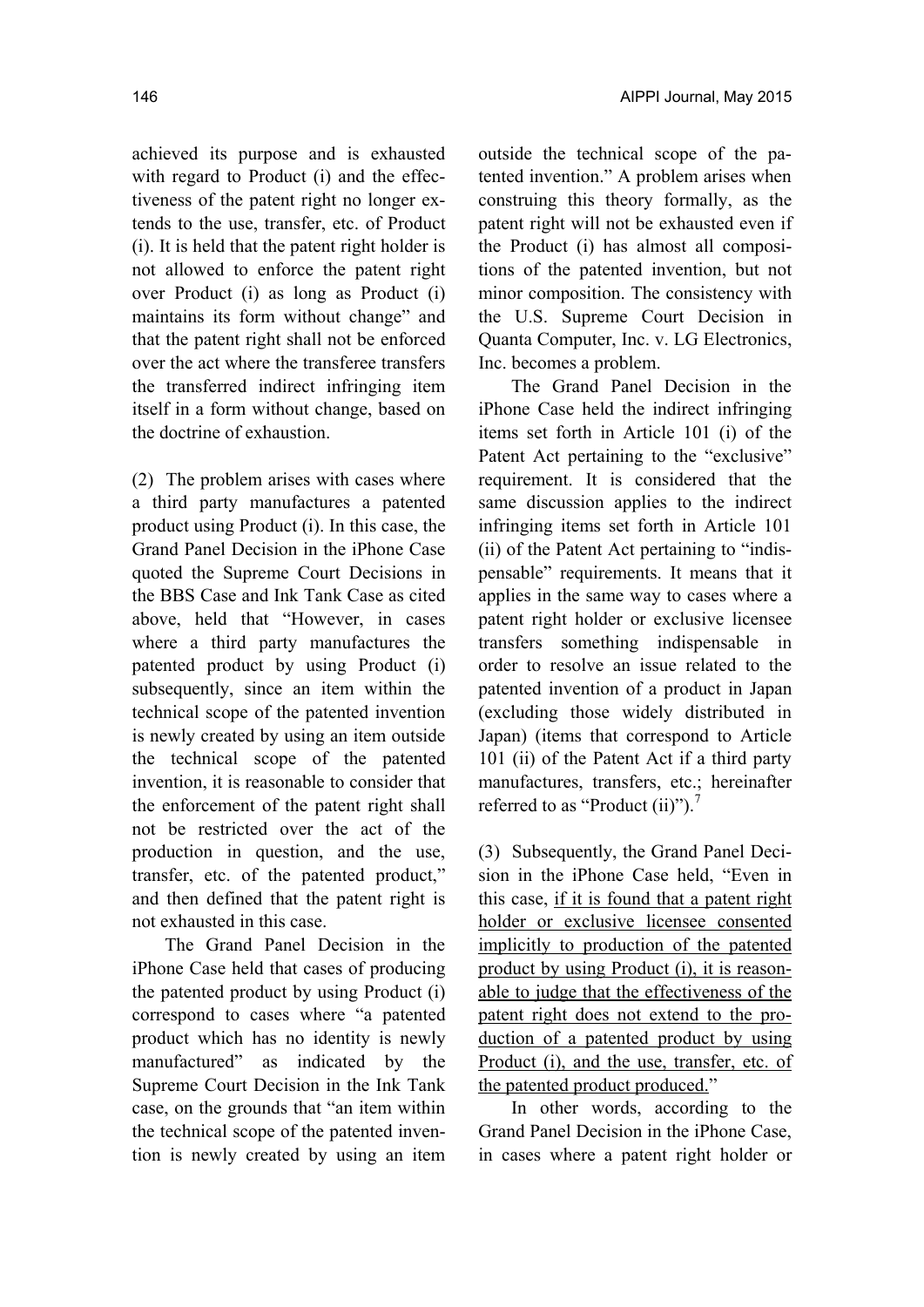achieved its purpose and is exhausted with regard to Product (i) and the effectiveness of the patent right no longer extends to the use, transfer, etc. of Product (i). It is held that the patent right holder is not allowed to enforce the patent right over Product (i) as long as Product (i) maintains its form without change" and that the patent right shall not be enforced over the act where the transferee transfers the transferred indirect infringing item itself in a form without change, based on the doctrine of exhaustion.

(2) The problem arises with cases where a third party manufactures a patented product using Product (i). In this case, the Grand Panel Decision in the iPhone Case quoted the Supreme Court Decisions in the BBS Case and Ink Tank Case as cited above, held that "However, in cases where a third party manufactures the patented product by using Product (i) subsequently, since an item within the technical scope of the patented invention is newly created by using an item outside the technical scope of the patented invention, it is reasonable to consider that the enforcement of the patent right shall not be restricted over the act of the production in question, and the use, transfer, etc. of the patented product," and then defined that the patent right is not exhausted in this case.

The Grand Panel Decision in the iPhone Case held that cases of producing the patented product by using Product (i) correspond to cases where "a patented product which has no identity is newly manufactured" as indicated by the Supreme Court Decision in the Ink Tank case, on the grounds that "an item within the technical scope of the patented invention is newly created by using an item outside the technical scope of the patented invention." A problem arises when construing this theory formally, as the patent right will not be exhausted even if the Product (i) has almost all compositions of the patented invention, but not minor composition. The consistency with the U.S. Supreme Court Decision in Quanta Computer, Inc. v. LG Electronics, Inc. becomes a problem.

The Grand Panel Decision in the iPhone Case held the indirect infringing items set forth in Article 101 (i) of the Patent Act pertaining to the "exclusive" requirement. It is considered that the same discussion applies to the indirect infringing items set forth in Article 101 (ii) of the Patent Act pertaining to "indispensable" requirements. It means that it applies in the same way to cases where a patent right holder or exclusive licensee transfers something indispensable in order to resolve an issue related to the patented invention of a product in Japan (excluding those widely distributed in Japan) (items that correspond to Article 101 (ii) of the Patent Act if a third party manufactures, transfers, etc.; hereinafter referred to as "Product (ii)").[7]

(3) Subsequently, the Grand Panel Decision in the iPhone Case held, "Even in this case, <u>if it is found that a patent right holder or exclusive licensee consented implicitly to production of the patented product by using Product (i), it is reasonable to judge that the effectiveness of the patent right does not extend to the production of a patented product by using Product (i), and the use, transfer, etc. of the patented product produced.</u>"

In other words, according to the Grand Panel Decision in the iPhone Case, in cases where a patent right holder or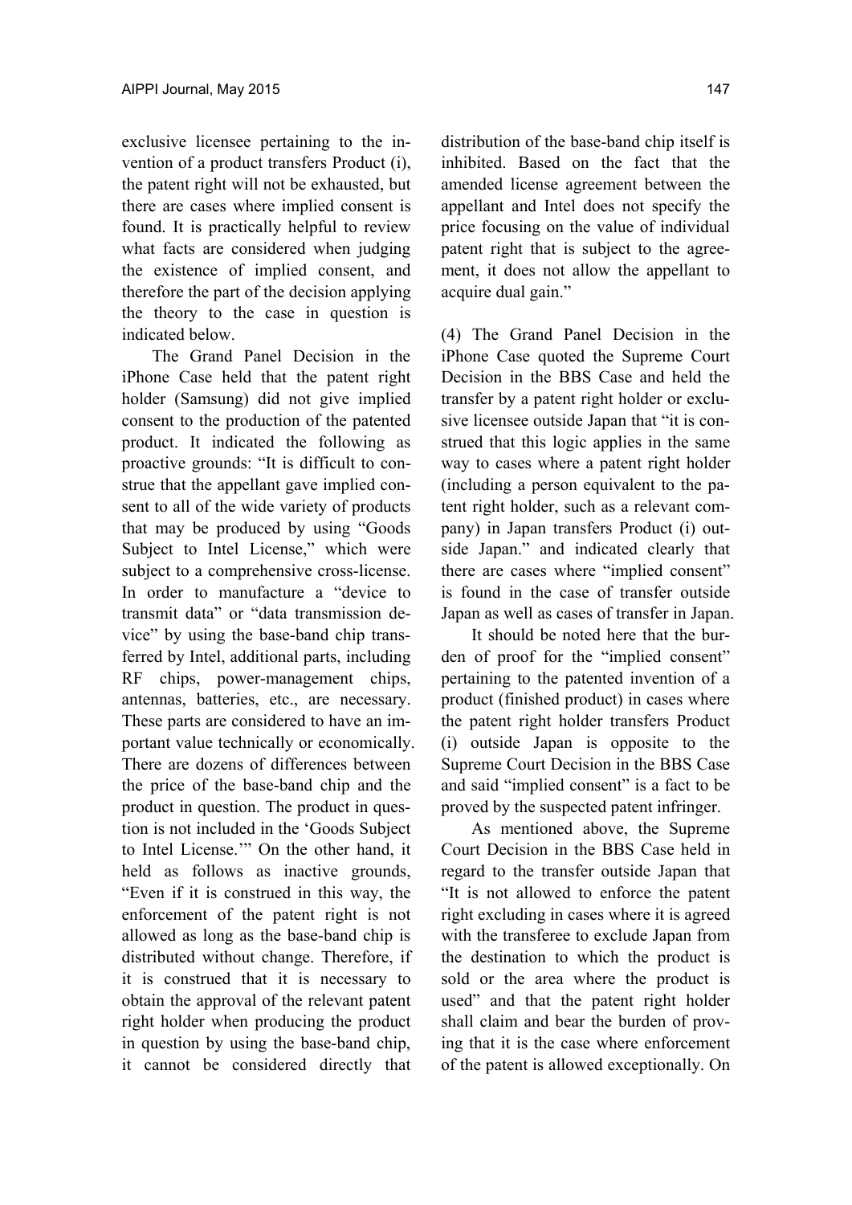exclusive licensee pertaining to the invention of a product transfers Product (i), the patent right will not be exhausted, but there are cases where implied consent is found. It is practically helpful to review what facts are considered when judging the existence of implied consent, and therefore the part of the decision applying the theory to the case in question is indicated below.

The Grand Panel Decision in the iPhone Case held that the patent right holder (Samsung) did not give implied consent to the production of the patented product. It indicated the following as proactive grounds: "It is difficult to construe that the appellant gave implied consent to all of the wide variety of products that may be produced by using "Goods Subject to Intel License," which were subject to a comprehensive cross-license. In order to manufacture a "device to transmit data" or "data transmission device" by using the base-band chip transferred by Intel, additional parts, including RF chips, power-management chips, antennas, batteries, etc., are necessary. These parts are considered to have an important value technically or economically. There are dozens of differences between the price of the base-band chip and the product in question. The product in question is not included in the 'Goods Subject to Intel License.'" On the other hand, it held as follows as inactive grounds, "Even if it is construed in this way, the enforcement of the patent right is not allowed as long as the base-band chip is distributed without change. Therefore, if it is construed that it is necessary to obtain the approval of the relevant patent right holder when producing the product in question by using the base-band chip, it cannot be considered directly that distribution of the base-band chip itself is inhibited. Based on the fact that the amended license agreement between the appellant and Intel does not specify the price focusing on the value of individual patent right that is subject to the agreement, it does not allow the appellant to acquire dual gain."

(4) The Grand Panel Decision in the iPhone Case quoted the Supreme Court Decision in the BBS Case and held the transfer by a patent right holder or exclusive licensee outside Japan that "it is construed that this logic applies in the same way to cases where a patent right holder (including a person equivalent to the patent right holder, such as a relevant company) in Japan transfers Product (i) outside Japan." and indicated clearly that there are cases where "implied consent" is found in the case of transfer outside Japan as well as cases of transfer in Japan.

It should be noted here that the burden of proof for the "implied consent" pertaining to the patented invention of a product (finished product) in cases where the patent right holder transfers Product (i) outside Japan is opposite to the Supreme Court Decision in the BBS Case and said "implied consent" is a fact to be proved by the suspected patent infringer.

As mentioned above, the Supreme Court Decision in the BBS Case held in regard to the transfer outside Japan that "It is not allowed to enforce the patent right excluding in cases where it is agreed with the transferee to exclude Japan from the destination to which the product is sold or the area where the product is used" and that the patent right holder shall claim and bear the burden of proving that it is the case where enforcement of the patent is allowed exceptionally. On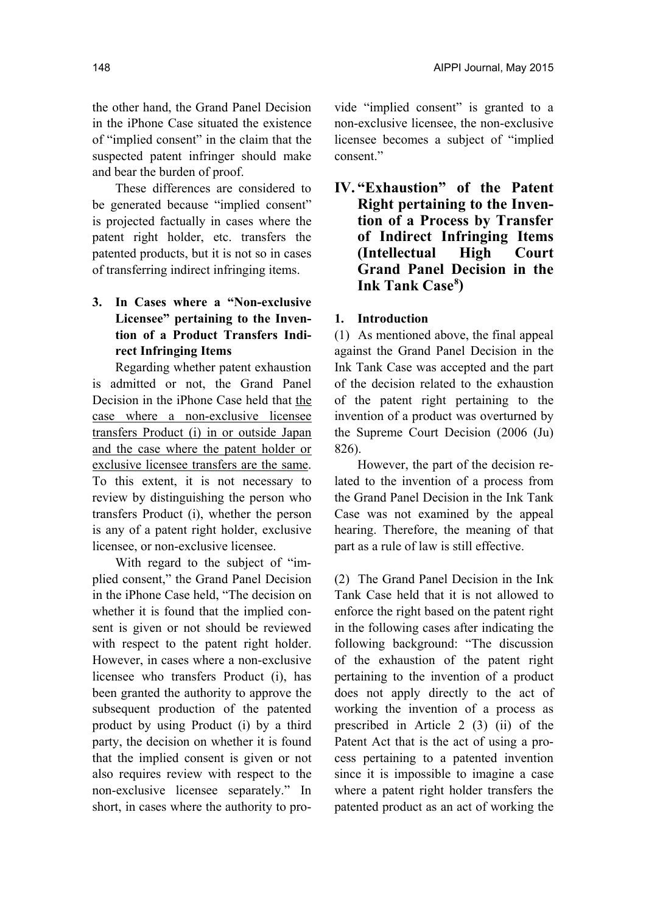the other hand, the Grand Panel Decision in the iPhone Case situated the existence of "implied consent" in the claim that the suspected patent infringer should make and bear the burden of proof.

These differences are considered to be generated because "implied consent" is projected factually in cases where the patent right holder, etc. transfers the patented products, but it is not so in cases of transferring indirect infringing items.

### 3. In Cases where a "Non-exclusive Licensee" pertaining to the Invention of a Product Transfers Indirect Infringing Items

Regarding whether patent exhaustion is admitted or not, the Grand Panel Decision in the iPhone Case held that <u>the case where a non-exclusive licensee transfers Product (i) in or outside Japan and the case where the patent holder or exclusive licensee transfers are the same</u>. To this extent, it is not necessary to review by distinguishing the person who transfers Product (i), whether the person is any of a patent right holder, exclusive licensee, or non-exclusive licensee.

With regard to the subject of "implied consent," the Grand Panel Decision in the iPhone Case held, "The decision on whether it is found that the implied consent is given or not should be reviewed with respect to the patent right holder. However, in cases where a non-exclusive licensee who transfers Product (i), has been granted the authority to approve the subsequent production of the patented product by using Product (i) by a third party, the decision on whether it is found that the implied consent is given or not also requires review with respect to the non-exclusive licensee separately." In short, in cases where the authority to provide "implied consent" is granted to a non-exclusive licensee, the non-exclusive licensee becomes a subject of "implied consent."

## IV. "Exhaustion" of the Patent Right pertaining to the Invention of a Process by Transfer of Indirect Infringing Items (Intellectual High Court Grand Panel Decision in the Ink Tank Case[8])

### 1. Introduction

(1) As mentioned above, the final appeal against the Grand Panel Decision in the Ink Tank Case was accepted and the part of the decision related to the exhaustion of the patent right pertaining to the invention of a product was overturned by the Supreme Court Decision (2006 (Ju) 826).

However, the part of the decision related to the invention of a process from the Grand Panel Decision in the Ink Tank Case was not examined by the appeal hearing. Therefore, the meaning of that part as a rule of law is still effective.

(2) The Grand Panel Decision in the Ink Tank Case held that it is not allowed to enforce the right based on the patent right in the following cases after indicating the following background: "The discussion of the exhaustion of the patent right pertaining to the invention of a product does not apply directly to the act of working the invention of a process as prescribed in Article 2 (3) (ii) of the Patent Act that is the act of using a process pertaining to a patented invention since it is impossible to imagine a case where a patent right holder transfers the patented product as an act of working the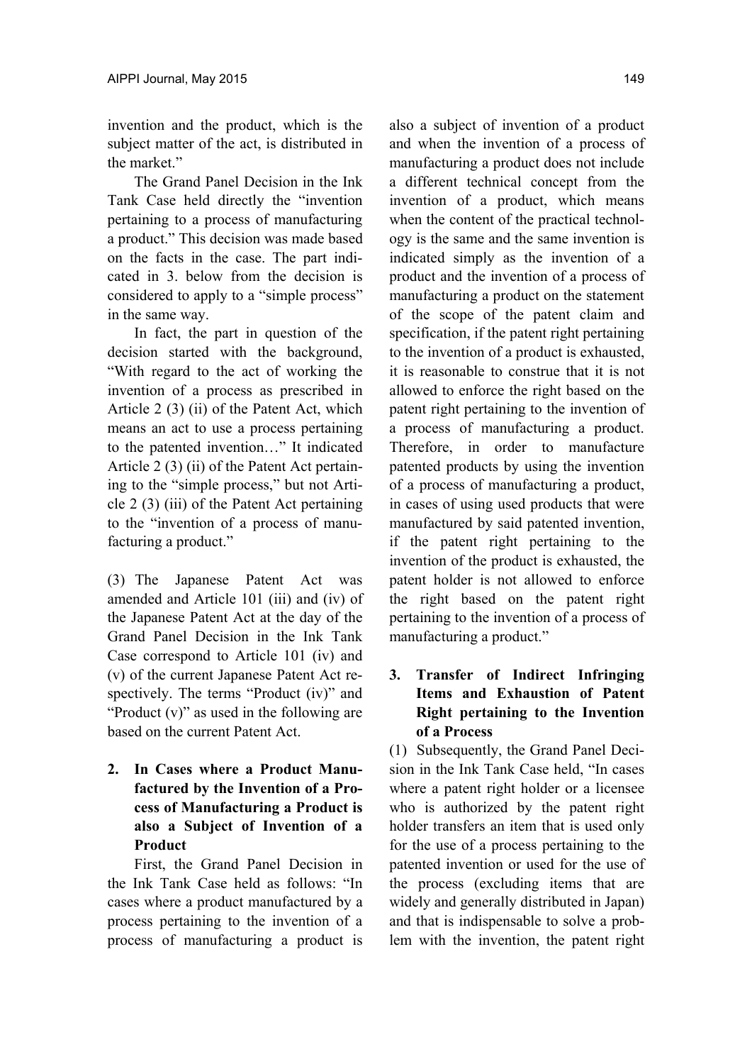invention and the product, which is the subject matter of the act, is distributed in the market."

The Grand Panel Decision in the Ink Tank Case held directly the "invention pertaining to a process of manufacturing a product." This decision was made based on the facts in the case. The part indicated in 3. below from the decision is considered to apply to a "simple process" in the same way.

In fact, the part in question of the decision started with the background, "With regard to the act of working the invention of a process as prescribed in Article 2 (3) (ii) of the Patent Act, which means an act to use a process pertaining to the patented invention…" It indicated Article 2 (3) (ii) of the Patent Act pertaining to the "simple process," but not Article 2 (3) (iii) of the Patent Act pertaining to the "invention of a process of manufacturing a product."

(3) The Japanese Patent Act was amended and Article 101 (iii) and (iv) of the Japanese Patent Act at the day of the Grand Panel Decision in the Ink Tank Case correspond to Article 101 (iv) and (v) of the current Japanese Patent Act respectively. The terms "Product (iv)" and "Product (v)" as used in the following are based on the current Patent Act.

## 2. In Cases where a Product Manufactured by the Invention of a Process of Manufacturing a Product is also a Subject of Invention of a Product

First, the Grand Panel Decision in the Ink Tank Case held as follows: "In cases where a product manufactured by a process pertaining to the invention of a process of manufacturing a product is also a subject of invention of a product and when the invention of a process of manufacturing a product does not include a different technical concept from the invention of a product, which means when the content of the practical technology is the same and the same invention is indicated simply as the invention of a product and the invention of a process of manufacturing a product on the statement of the scope of the patent claim and specification, if the patent right pertaining to the invention of a product is exhausted, it is reasonable to construe that it is not allowed to enforce the right based on the patent right pertaining to the invention of a process of manufacturing a product. Therefore, in order to manufacture patented products by using the invention of a process of manufacturing a product, in cases of using used products that were manufactured by said patented invention, if the patent right pertaining to the invention of the product is exhausted, the patent holder is not allowed to enforce the right based on the patent right pertaining to the invention of a process of manufacturing a product."

## 3. Transfer of Indirect Infringing Items and Exhaustion of Patent Right pertaining to the Invention of a Process

(1) Subsequently, the Grand Panel Decision in the Ink Tank Case held, "In cases where a patent right holder or a licensee who is authorized by the patent right holder transfers an item that is used only for the use of a process pertaining to the patented invention or used for the use of the process (excluding items that are widely and generally distributed in Japan) and that is indispensable to solve a problem with the invention, the patent right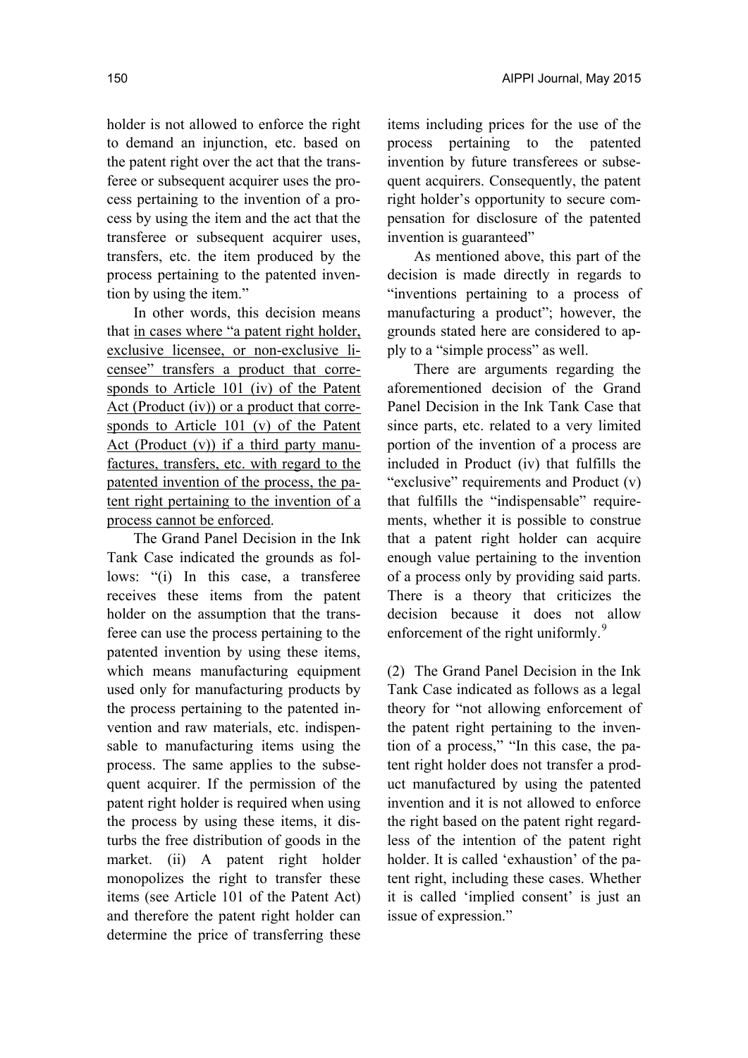holder is not allowed to enforce the right to demand an injunction, etc. based on the patent right over the act that the transferee or subsequent acquirer uses the process pertaining to the invention of a process by using the item and the act that the transferee or subsequent acquirer uses, transfers, etc. the item produced by the process pertaining to the patented invention by using the item."

In other words, this decision means that <u>in cases where "a patent right holder, exclusive licensee, or non-exclusive licensee" transfers a product that corresponds to Article 101 (iv) of the Patent Act (Product (iv)) or a product that corresponds to Article 101 (v) of the Patent Act (Product (v)) if a third party manufactures, transfers, etc. with regard to the patented invention of the process, the patent right pertaining to the invention of a process cannot be enforced</u>.

The Grand Panel Decision in the Ink Tank Case indicated the grounds as follows: "(i) In this case, a transferee receives these items from the patent holder on the assumption that the transferee can use the process pertaining to the patented invention by using these items, which means manufacturing equipment used only for manufacturing products by the process pertaining to the patented invention and raw materials, etc. indispensable to manufacturing items using the process. The same applies to the subsequent acquirer. If the permission of the patent right holder is required when using the process by using these items, it disturbs the free distribution of goods in the market. (ii) A patent right holder monopolizes the right to transfer these items (see Article 101 of the Patent Act) and therefore the patent right holder can determine the price of transferring these items including prices for the use of the process pertaining to the patented invention by future transferees or subsequent acquirers. Consequently, the patent right holder's opportunity to secure compensation for disclosure of the patented invention is guaranteed"

As mentioned above, this part of the decision is made directly in regards to "inventions pertaining to a process of manufacturing a product"; however, the grounds stated here are considered to apply to a "simple process" as well.

There are arguments regarding the aforementioned decision of the Grand Panel Decision in the Ink Tank Case that since parts, etc. related to a very limited portion of the invention of a process are included in Product (iv) that fulfills the "exclusive" requirements and Product (v) that fulfills the "indispensable" requirements, whether it is possible to construe that a patent right holder can acquire enough value pertaining to the invention of a process only by providing said parts. There is a theory that criticizes the decision because it does not allow enforcement of the right uniformly.[9]

(2) The Grand Panel Decision in the Ink Tank Case indicated as follows as a legal theory for "not allowing enforcement of the patent right pertaining to the invention of a process," "In this case, the patent right holder does not transfer a product manufactured by using the patented invention and it is not allowed to enforce the right based on the patent right regardless of the intention of the patent right holder. It is called 'exhaustion' of the patent right, including these cases. Whether it is called 'implied consent' is just an issue of expression."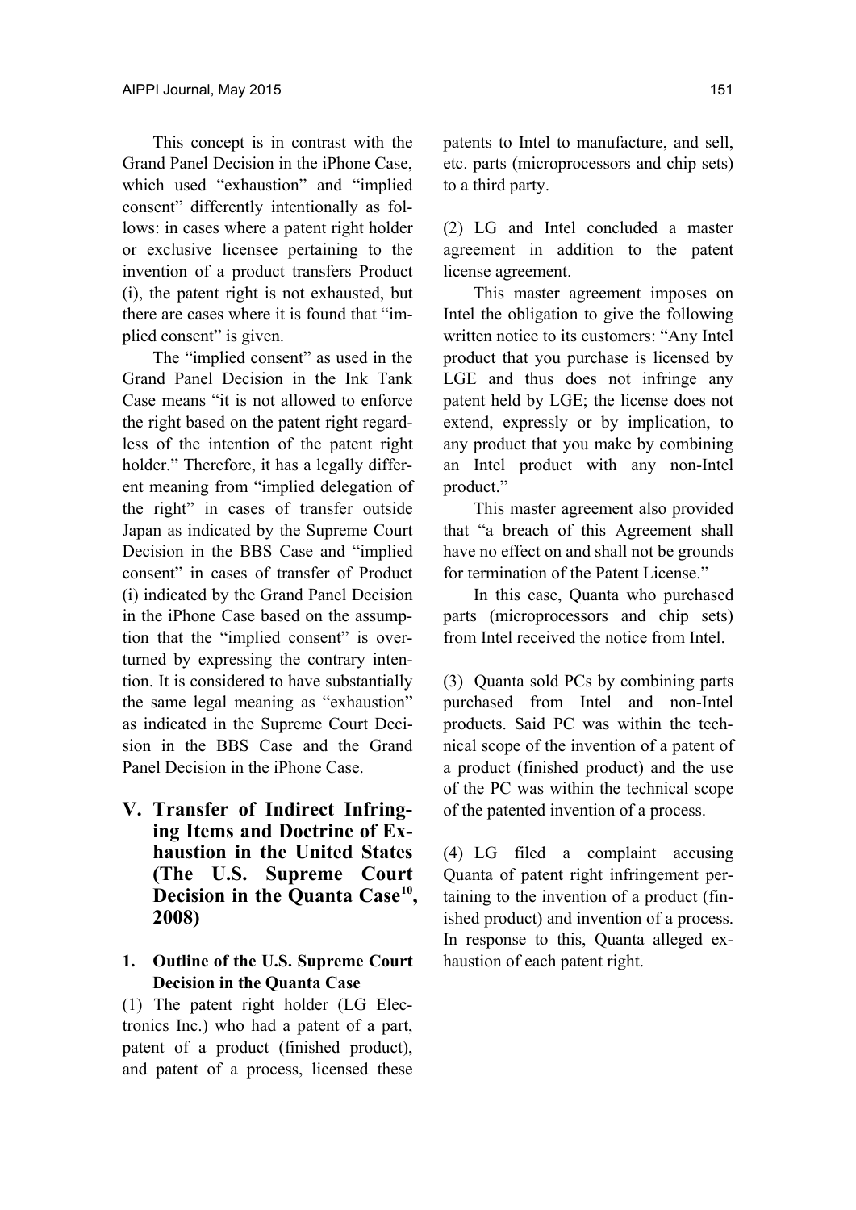This concept is in contrast with the Grand Panel Decision in the iPhone Case, which used "exhaustion" and "implied consent" differently intentionally as follows: in cases where a patent right holder or exclusive licensee pertaining to the invention of a product transfers Product (i), the patent right is not exhausted, but there are cases where it is found that "implied consent" is given.

The "implied consent" as used in the Grand Panel Decision in the Ink Tank Case means "it is not allowed to enforce the right based on the patent right regardless of the intention of the patent right holder." Therefore, it has a legally different meaning from "implied delegation of the right" in cases of transfer outside Japan as indicated by the Supreme Court Decision in the BBS Case and "implied consent" in cases of transfer of Product (i) indicated by the Grand Panel Decision in the iPhone Case based on the assumption that the "implied consent" is overturned by expressing the contrary intention. It is considered to have substantially the same legal meaning as "exhaustion" as indicated in the Supreme Court Decision in the BBS Case and the Grand Panel Decision in the iPhone Case.

## V. Transfer of Indirect Infringing Items and Doctrine of Exhaustion in the United States (The U.S. Supreme Court Decision in the Quanta Case[10], 2008)

### 1. Outline of the U.S. Supreme Court Decision in the Quanta Case

(1) The patent right holder (LG Electronics Inc.) who had a patent of a part, patent of a product (finished product), and patent of a process, licensed these patents to Intel to manufacture, and sell, etc. parts (microprocessors and chip sets) to a third party.

(2) LG and Intel concluded a master agreement in addition to the patent license agreement.

This master agreement imposes on Intel the obligation to give the following written notice to its customers: "Any Intel product that you purchase is licensed by LGE and thus does not infringe any patent held by LGE; the license does not extend, expressly or by implication, to any product that you make by combining an Intel product with any non-Intel product."

This master agreement also provided that "a breach of this Agreement shall have no effect on and shall not be grounds for termination of the Patent License."

In this case, Quanta who purchased parts (microprocessors and chip sets) from Intel received the notice from Intel.

(3) Quanta sold PCs by combining parts purchased from Intel and non-Intel products. Said PC was within the technical scope of the invention of a patent of a product (finished product) and the use of the PC was within the technical scope of the patented invention of a process.

(4) LG filed a complaint accusing Quanta of patent right infringement pertaining to the invention of a product (finished product) and invention of a process. In response to this, Quanta alleged exhaustion of each patent right.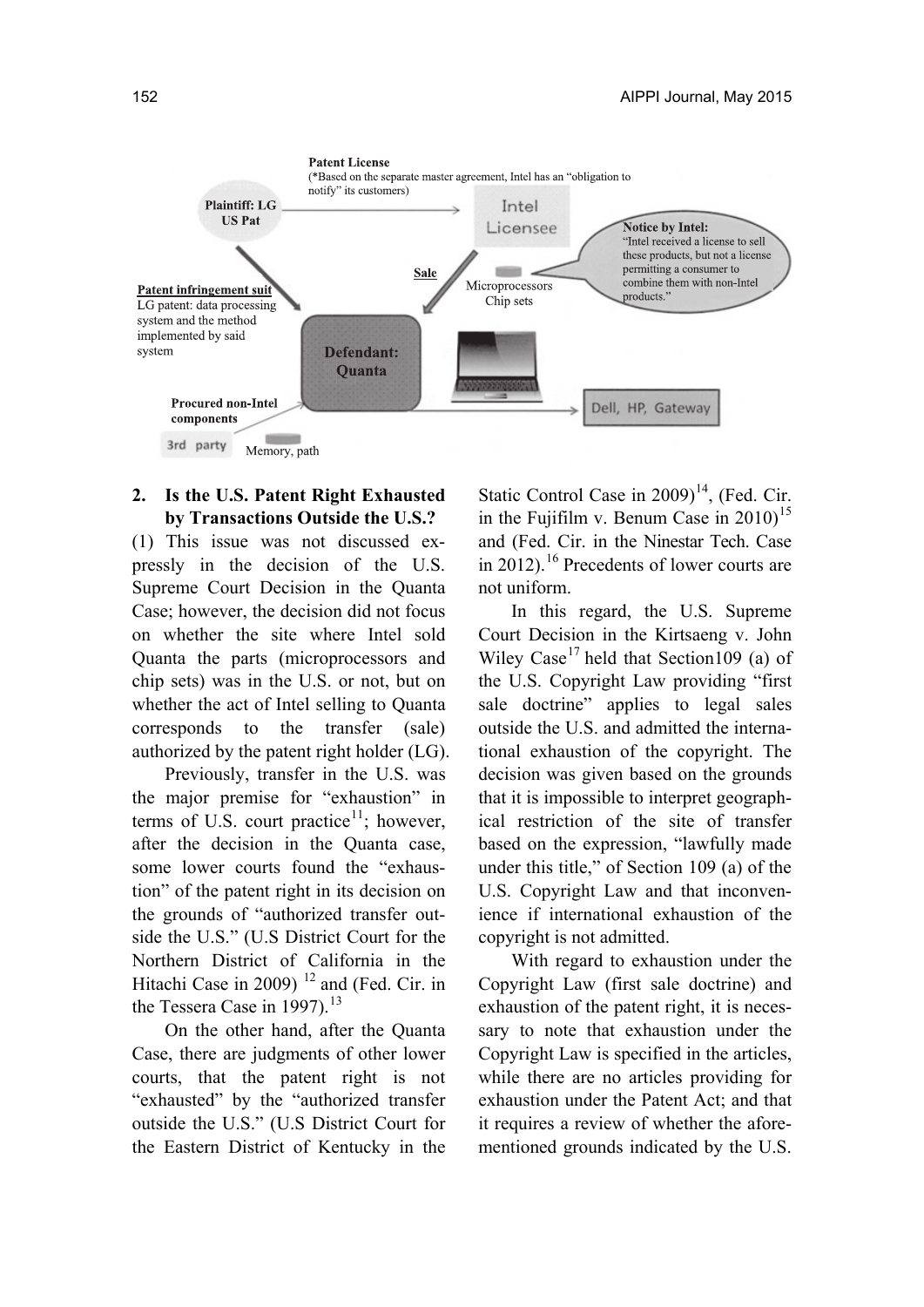**Patent License**
(*Based on the separate master agreement, Intel has an "obligation to notify" its customers)

**Plaintiff: LG US Pat**

Intel Licensee

**Notice by Intel:** "Intel received a license to sell these products, but not a license permitting a consumer to combine them with non-Intel products."

**Sale**

Microprocessors Chip sets

**Patent infringement suit**
LG patent: data processing system and the method implemented by said system

**Defendant: Quanta**

**Procured non-Intel components**

3rd party

Memory, path

Dell, HP, Gateway

## 2. Is the U.S. Patent Right Exhausted by Transactions Outside the U.S.?

(1) This issue was not discussed expressly in the decision of the U.S. Supreme Court Decision in the Quanta Case; however, the decision did not focus on whether the site where Intel sold Quanta the parts (microprocessors and chip sets) was in the U.S. or not, but on whether the act of Intel selling to Quanta corresponds to the transfer (sale) authorized by the patent right holder (LG).

Previously, transfer in the U.S. was the major premise for "exhaustion" in terms of U.S. court practice[11]; however, after the decision in the Quanta case, some lower courts found the "exhaustion" of the patent right in its decision on the grounds of "authorized transfer outside the U.S." (U.S District Court for the Northern District of California in the Hitachi Case in 2009) [12] and (Fed. Cir. in the Tessera Case in 1997).[13]

On the other hand, after the Quanta Case, there are judgments of other lower courts, that the patent right is not "exhausted" by the "authorized transfer outside the U.S." (U.S District Court for the Eastern District of Kentucky in the Static Control Case in 2009)[14], (Fed. Cir. in the Fujifilm v. Benum Case in 2010)[15] and (Fed. Cir. in the Ninestar Tech. Case in 2012).[16] Precedents of lower courts are not uniform.

In this regard, the U.S. Supreme Court Decision in the Kirtsaeng v. John Wiley Case[17] held that Section109 (a) of the U.S. Copyright Law providing "first sale doctrine" applies to legal sales outside the U.S. and admitted the international exhaustion of the copyright. The decision was given based on the grounds that it is impossible to interpret geographical restriction of the site of transfer based on the expression, "lawfully made under this title," of Section 109 (a) of the U.S. Copyright Law and that inconvenience if international exhaustion of the copyright is not admitted.

With regard to exhaustion under the Copyright Law (first sale doctrine) and exhaustion of the patent right, it is necessary to note that exhaustion under the Copyright Law is specified in the articles, while there are no articles providing for exhaustion under the Patent Act; and that it requires a review of whether the aforementioned grounds indicated by the U.S.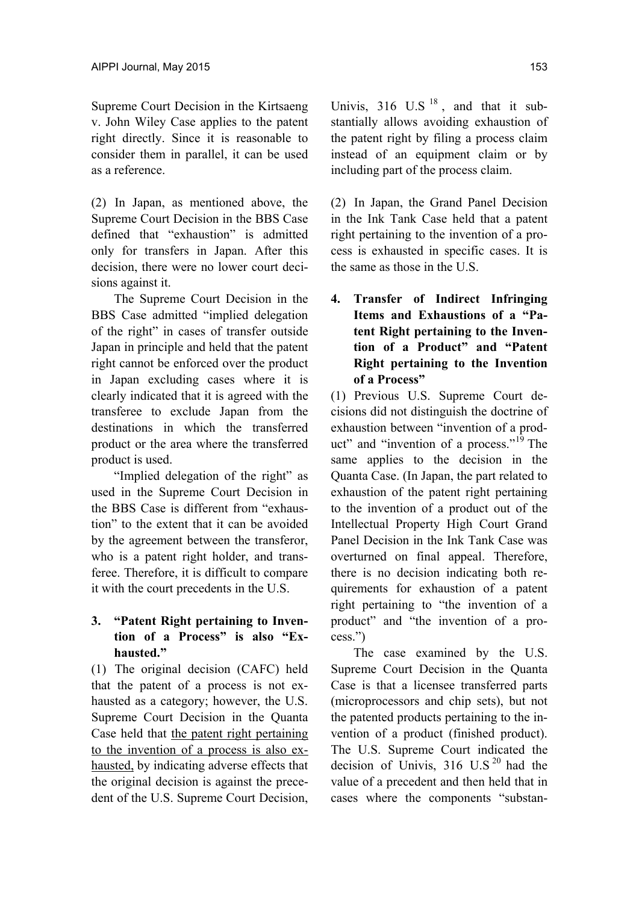Supreme Court Decision in the Kirtsaeng v. John Wiley Case applies to the patent right directly. Since it is reasonable to consider them in parallel, it can be used as a reference.

(2) In Japan, as mentioned above, the Supreme Court Decision in the BBS Case defined that "exhaustion" is admitted only for transfers in Japan. After this decision, there were no lower court decisions against it.

The Supreme Court Decision in the BBS Case admitted "implied delegation of the right" in cases of transfer outside Japan in principle and held that the patent right cannot be enforced over the product in Japan excluding cases where it is clearly indicated that it is agreed with the transferee to exclude Japan from the destinations in which the transferred product or the area where the transferred product is used.

"Implied delegation of the right" as used in the Supreme Court Decision in the BBS Case is different from "exhaustion" to the extent that it can be avoided by the agreement between the transferor, who is a patent right holder, and transferee. Therefore, it is difficult to compare it with the court precedents in the U.S.

## 3. "Patent Right pertaining to Invention of a Process" is also "Exhausted."

(1) The original decision (CAFC) held that the patent of a process is not exhausted as a category; however, the U.S. Supreme Court Decision in the Quanta Case held that <u>the patent right pertaining to the invention of a process is also exhausted,</u> by indicating adverse effects that the original decision is against the precedent of the U.S. Supreme Court Decision, Univis, 316 U.S [18], and that it substantially allows avoiding exhaustion of the patent right by filing a process claim instead of an equipment claim or by including part of the process claim.

(2) In Japan, the Grand Panel Decision in the Ink Tank Case held that a patent right pertaining to the invention of a process is exhausted in specific cases. It is the same as those in the U.S.

## 4. Transfer of Indirect Infringing Items and Exhaustions of a "Patent Right pertaining to the Invention of a Product" and "Patent Right pertaining to the Invention of a Process"

(1) Previous U.S. Supreme Court decisions did not distinguish the doctrine of exhaustion between "invention of a product" and "invention of a process."[19] The same applies to the decision in the Quanta Case. (In Japan, the part related to exhaustion of the patent right pertaining to the invention of a product out of the Intellectual Property High Court Grand Panel Decision in the Ink Tank Case was overturned on final appeal. Therefore, there is no decision indicating both requirements for exhaustion of a patent right pertaining to "the invention of a product" and "the invention of a process.")

The case examined by the U.S. Supreme Court Decision in the Quanta Case is that a licensee transferred parts (microprocessors and chip sets), but not the patented products pertaining to the invention of a product (finished product). The U.S. Supreme Court indicated the decision of Univis, 316 U.S [20] had the value of a precedent and then held that in cases where the components "substan-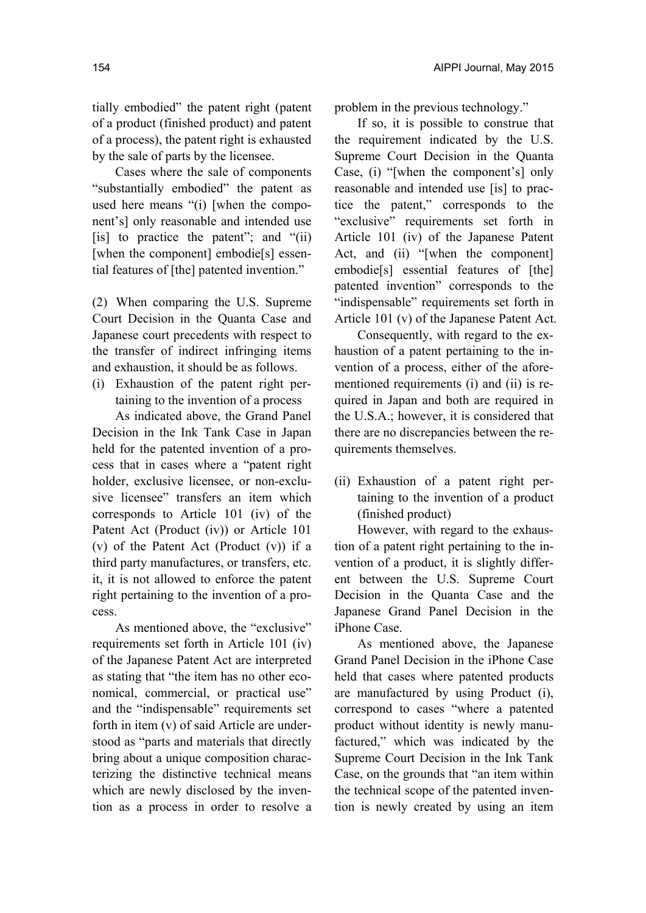tially embodied" the patent right (patent of a product (finished product) and patent of a process), the patent right is exhausted by the sale of parts by the licensee.

Cases where the sale of components "substantially embodied" the patent as used here means "(i) [when the component's] only reasonable and intended use [is] to practice the patent"; and "(ii) [when the component] embodie[s] essential features of [the] patented invention."

(2) When comparing the U.S. Supreme Court Decision in the Quanta Case and Japanese court precedents with respect to the transfer of indirect infringing items and exhaustion, it should be as follows.

(i) Exhaustion of the patent right pertaining to the invention of a process

As indicated above, the Grand Panel Decision in the Ink Tank Case in Japan held for the patented invention of a process that in cases where a "patent right holder, exclusive licensee, or non-exclusive licensee" transfers an item which corresponds to Article 101 (iv) of the Patent Act (Product (iv)) or Article 101 (v) of the Patent Act (Product (v)) if a third party manufactures, or transfers, etc. it, it is not allowed to enforce the patent right pertaining to the invention of a process.

As mentioned above, the "exclusive" requirements set forth in Article 101 (iv) of the Japanese Patent Act are interpreted as stating that "the item has no other economical, commercial, or practical use" and the "indispensable" requirements set forth in item (v) of said Article are understood as "parts and materials that directly bring about a unique composition characterizing the distinctive technical means which are newly disclosed by the invention as a process in order to resolve a problem in the previous technology."

If so, it is possible to construe that the requirement indicated by the U.S. Supreme Court Decision in the Quanta Case, (i) "[when the component's] only reasonable and intended use [is] to practice the patent," corresponds to the "exclusive" requirements set forth in Article 101 (iv) of the Japanese Patent Act, and (ii) "[when the component] embodie[s] essential features of [the] patented invention" corresponds to the "indispensable" requirements set forth in Article 101 (v) of the Japanese Patent Act.

Consequently, with regard to the exhaustion of a patent pertaining to the invention of a process, either of the aforementioned requirements (i) and (ii) is required in Japan and both are required in the U.S.A.; however, it is considered that there are no discrepancies between the requirements themselves.

(ii) Exhaustion of a patent right pertaining to the invention of a product (finished product)

However, with regard to the exhaustion of a patent right pertaining to the invention of a product, it is slightly different between the U.S. Supreme Court Decision in the Quanta Case and the Japanese Grand Panel Decision in the iPhone Case.

As mentioned above, the Japanese Grand Panel Decision in the iPhone Case held that cases where patented products are manufactured by using Product (i), correspond to cases "where a patented product without identity is newly manufactured," which was indicated by the Supreme Court Decision in the Ink Tank Case, on the grounds that "an item within the technical scope of the patented invention is newly created by using an item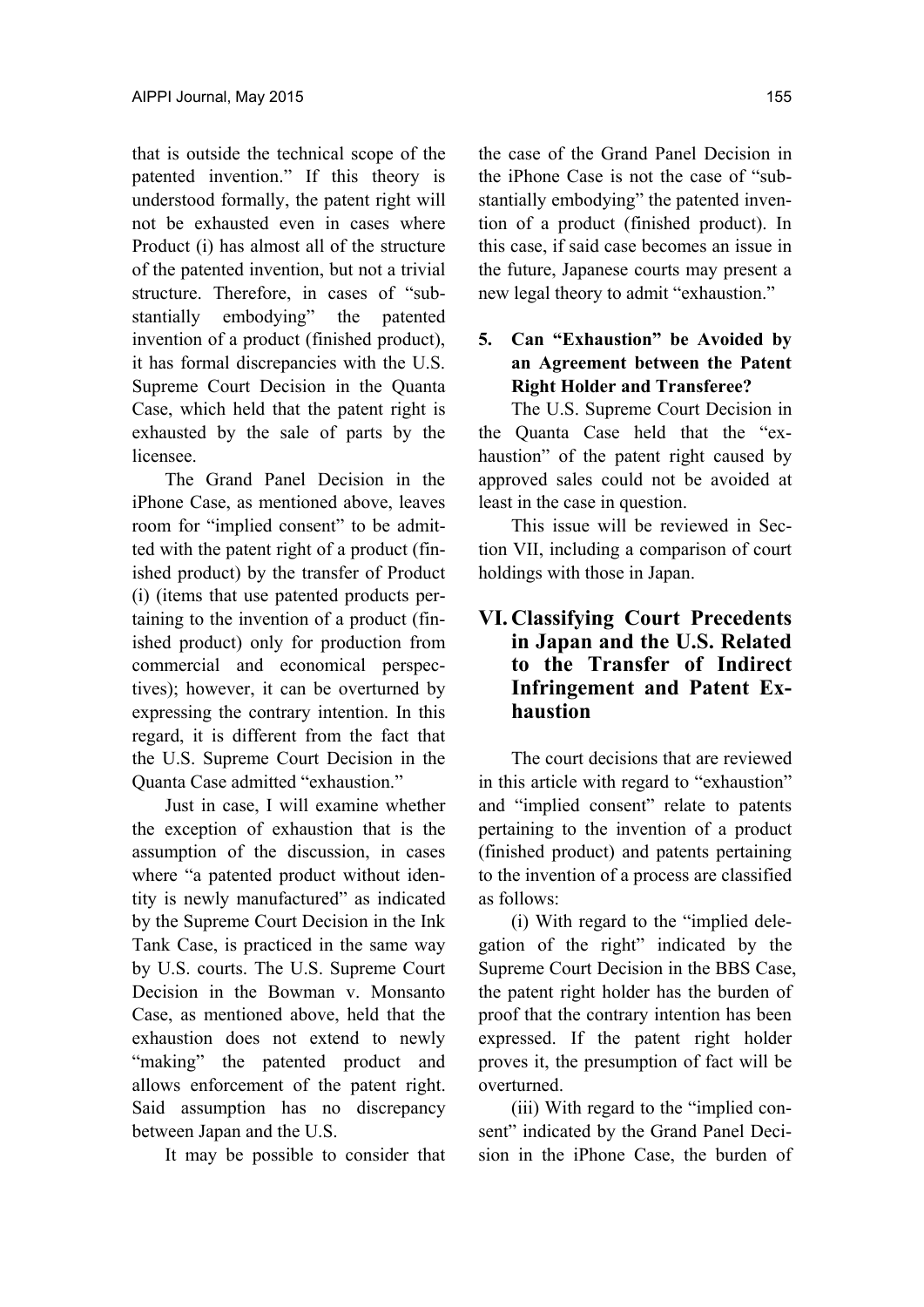that is outside the technical scope of the patented invention." If this theory is understood formally, the patent right will not be exhausted even in cases where Product (i) has almost all of the structure of the patented invention, but not a trivial structure. Therefore, in cases of "substantially embodying" the patented invention of a product (finished product), it has formal discrepancies with the U.S. Supreme Court Decision in the Quanta Case, which held that the patent right is exhausted by the sale of parts by the licensee.

The Grand Panel Decision in the iPhone Case, as mentioned above, leaves room for "implied consent" to be admitted with the patent right of a product (finished product) by the transfer of Product (i) (items that use patented products pertaining to the invention of a product (finished product) only for production from commercial and economical perspectives); however, it can be overturned by expressing the contrary intention. In this regard, it is different from the fact that the U.S. Supreme Court Decision in the Quanta Case admitted "exhaustion."

Just in case, I will examine whether the exception of exhaustion that is the assumption of the discussion, in cases where "a patented product without identity is newly manufactured" as indicated by the Supreme Court Decision in the Ink Tank Case, is practiced in the same way by U.S. courts. The U.S. Supreme Court Decision in the Bowman v. Monsanto Case, as mentioned above, held that the exhaustion does not extend to newly "making" the patented product and allows enforcement of the patent right. Said assumption has no discrepancy between Japan and the U.S.

It may be possible to consider that the case of the Grand Panel Decision in the iPhone Case is not the case of "substantially embodying" the patented invention of a product (finished product). In this case, if said case becomes an issue in the future, Japanese courts may present a new legal theory to admit "exhaustion."

### 5. Can "Exhaustion" be Avoided by an Agreement between the Patent Right Holder and Transferee?

The U.S. Supreme Court Decision in the Quanta Case held that the "exhaustion" of the patent right caused by approved sales could not be avoided at least in the case in question.

This issue will be reviewed in Section VII, including a comparison of court holdings with those in Japan.

## VI. Classifying Court Precedents in Japan and the U.S. Related to the Transfer of Indirect Infringement and Patent Exhaustion

The court decisions that are reviewed in this article with regard to "exhaustion" and "implied consent" relate to patents pertaining to the invention of a product (finished product) and patents pertaining to the invention of a process are classified as follows:

(i) With regard to the "implied delegation of the right" indicated by the Supreme Court Decision in the BBS Case, the patent right holder has the burden of proof that the contrary intention has been expressed. If the patent right holder proves it, the presumption of fact will be overturned.

(iii) With regard to the "implied consent" indicated by the Grand Panel Decision in the iPhone Case, the burden of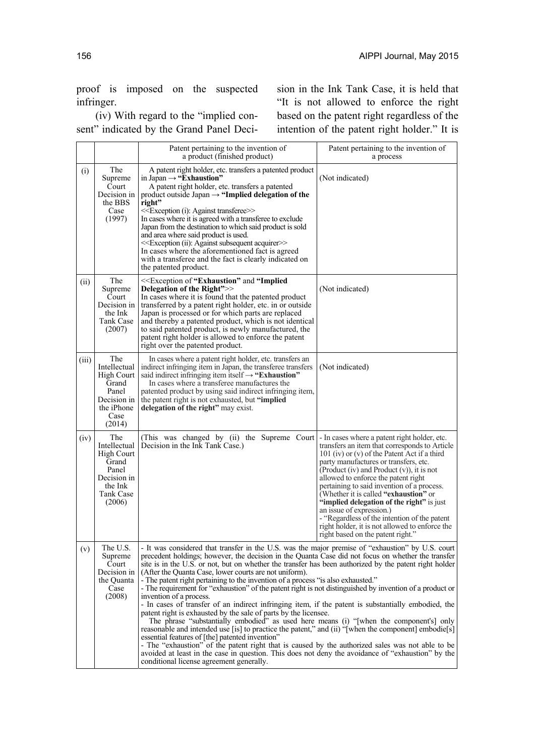proof is imposed on the suspected infringer.

(iv) With regard to the "implied consent" indicated by the Grand Panel Decision in the Ink Tank Case, it is held that "It is not allowed to enforce the right based on the patent right regardless of the intention of the patent right holder." It is

| | | Patent pertaining to the invention of a product (finished product) | Patent pertaining to the invention of a process |
|---|---|---|---|
| (i) | The Supreme Court Decision in the BBS Case (1997) | A patent right holder, etc. transfers a patented product in Japan → **"Exhaustion"**<br>A patent right holder, etc. transfers a patented product outside Japan → **"Implied delegation of the right"**<br><<Exception (i): Against transferee>><br>In cases where it is agreed with a transferee to exclude Japan from the destination to which said product is sold and area where said product is used.<br><<Exception (ii): Against subsequent acquirer>><br>In cases where the aforementioned fact is agreed with a transferee and the fact is clearly indicated on the patented product. | (Not indicated) |
| (ii) | The Supreme Court Decision in the Ink Tank Case (2007) | <<Exception of **"Exhaustion"** and **"Implied Delegation of the Right"**>><br>In cases where it is found that the patented product transferred by a patent right holder, etc. in or outside Japan is processed or for which parts are replaced and thereby a patented product, which is not identical to said patented product, is newly manufactured, the patent right holder is allowed to enforce the patent right over the patented product. | (Not indicated) |
| (iii) | The Intellectual High Court Grand Panel Decision in the iPhone Case (2014) | In cases where a patent right holder, etc. transfers an indirect infringing item in Japan, the transferee transfers said indirect infringing item itself → **"Exhaustion"**<br>In cases where a transferee manufactures the patented product by using said indirect infringing item, the patent right is not exhausted, but **"implied delegation of the right"** may exist. | (Not indicated) |
| (iv) | The Intellectual High Court Grand Panel Decision in the Ink Tank Case (2006) | (This was changed by (ii) the Supreme Court Decision in the Ink Tank Case.) | - In cases where a patent right holder, etc. transfers an item that corresponds to Article 101 (iv) or (v) of the Patent Act if a third party manufactures or transfers, etc. (Product (iv) and Product (v)), it is not allowed to enforce the patent right pertaining to said invention of a process. (Whether it is called **"exhaustion"** or **"implied delegation of the right"** is just an issue of expression.)<br>- "Regardless of the intention of the patent right holder, it is not allowed to enforce the right based on the patent right." |
| (v) | The U.S. Supreme Court Decision in the Quanta Case (2008) | - It was considered that transfer in the U.S. was the major premise of "exhaustion" by U.S. court precedent holdings; however, the decision in the Quanta Case did not focus on whether the transfer site is in the U.S. or not, but on whether the transfer has been authorized by the patent right holder (After the Quanta Case, lower courts are not uniform).<br>- The patent right pertaining to the invention of a process "is also exhausted."<br>- The requirement for "exhaustion" of the patent right is not distinguished by invention of a product or invention of a process.<br>- In cases of transfer of an indirect infringing item, if the patent is substantially embodied, the patent right is exhausted by the sale of parts by the licensee.<br>The phrase "substantially embodied" as used here means (i) "[when the component's] only reasonable and intended use [is] to practice the patent," and (ii) "[when the component] embodie[s] essential features of [the] patented invention"<br>- The "exhaustion" of the patent right that is caused by the authorized sales was not able to be avoided at least in the case in question. This does not deny the avoidance of "exhaustion" by the conditional license agreement generally. | |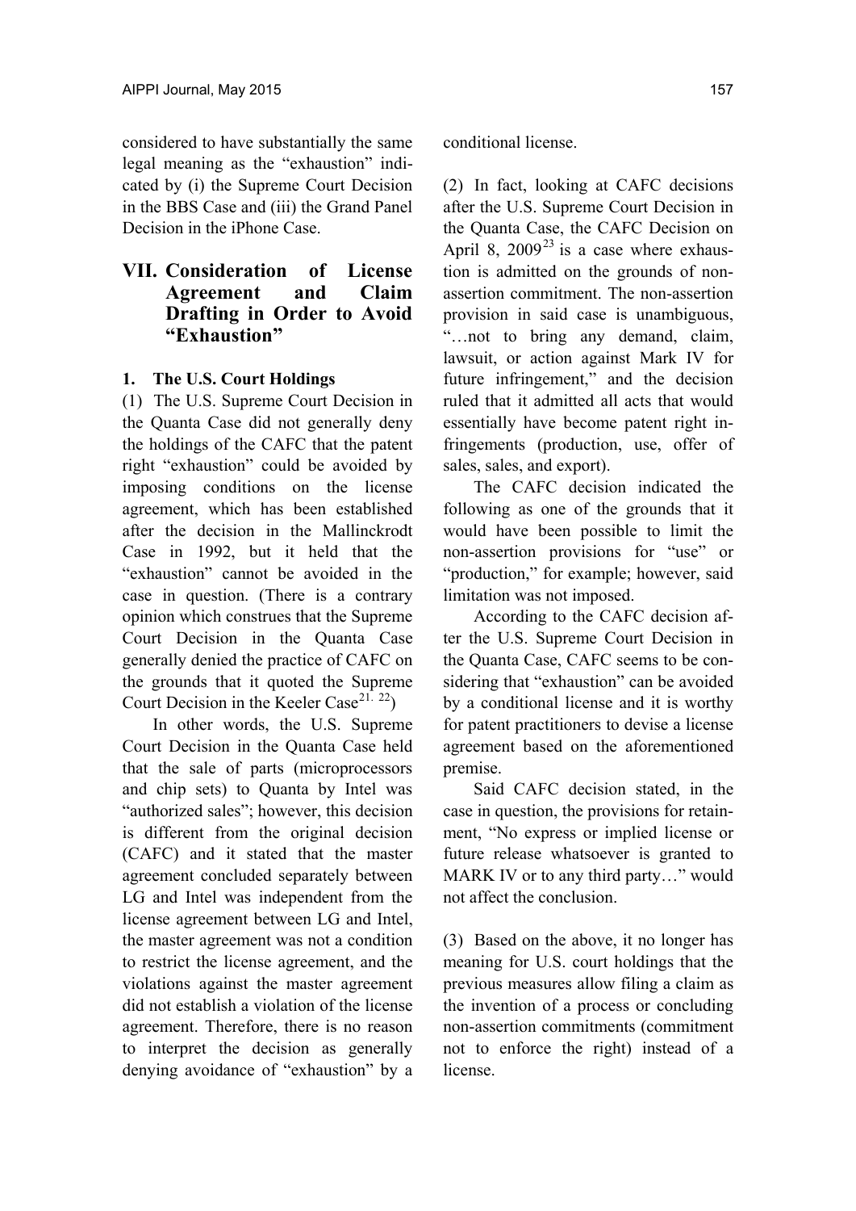considered to have substantially the same legal meaning as the "exhaustion" indicated by (i) the Supreme Court Decision in the BBS Case and (iii) the Grand Panel Decision in the iPhone Case.

## VII. Consideration of License Agreement and Claim Drafting in Order to Avoid "Exhaustion"

### 1. The U.S. Court Holdings

(1) The U.S. Supreme Court Decision in the Quanta Case did not generally deny the holdings of the CAFC that the patent right "exhaustion" could be avoided by imposing conditions on the license agreement, which has been established after the decision in the Mallinckrodt Case in 1992, but it held that the "exhaustion" cannot be avoided in the case in question. (There is a contrary opinion which construes that the Supreme Court Decision in the Quanta Case generally denied the practice of CAFC on the grounds that it quoted the Supreme Court Decision in the Keeler Case[21, 22])

In other words, the U.S. Supreme Court Decision in the Quanta Case held that the sale of parts (microprocessors and chip sets) to Quanta by Intel was "authorized sales"; however, this decision is different from the original decision (CAFC) and it stated that the master agreement concluded separately between LG and Intel was independent from the license agreement between LG and Intel, the master agreement was not a condition to restrict the license agreement, and the violations against the master agreement did not establish a violation of the license agreement. Therefore, there is no reason to interpret the decision as generally denying avoidance of "exhaustion" by a conditional license.

(2) In fact, looking at CAFC decisions after the U.S. Supreme Court Decision in the Quanta Case, the CAFC Decision on April 8, 2009[23] is a case where exhaustion is admitted on the grounds of non-assertion commitment. The non-assertion provision in said case is unambiguous, "…not to bring any demand, claim, lawsuit, or action against Mark IV for future infringement," and the decision ruled that it admitted all acts that would essentially have become patent right infringements (production, use, offer of sales, sales, and export).

The CAFC decision indicated the following as one of the grounds that it would have been possible to limit the non-assertion provisions for "use" or "production," for example; however, said limitation was not imposed.

According to the CAFC decision after the U.S. Supreme Court Decision in the Quanta Case, CAFC seems to be considering that "exhaustion" can be avoided by a conditional license and it is worthy for patent practitioners to devise a license agreement based on the aforementioned premise.

Said CAFC decision stated, in the case in question, the provisions for retainment, "No express or implied license or future release whatsoever is granted to MARK IV or to any third party…" would not affect the conclusion.

(3) Based on the above, it no longer has meaning for U.S. court holdings that the previous measures allow filing a claim as the invention of a process or concluding non-assertion commitments (commitment not to enforce the right) instead of a license.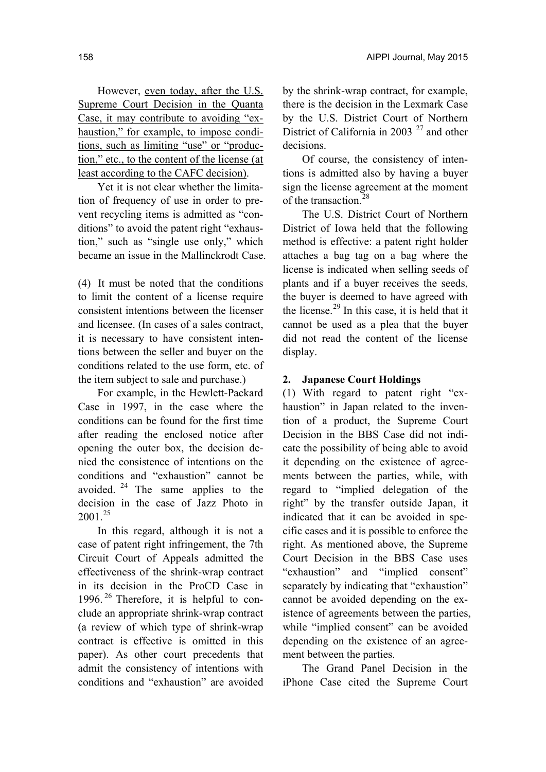However, even today, after the U.S. Supreme Court Decision in the Quanta Case, it may contribute to avoiding "exhaustion," for example, to impose conditions, such as limiting "use" or "production," etc., to the content of the license (at least according to the CAFC decision).

Yet it is not clear whether the limitation of frequency of use in order to prevent recycling items is admitted as "conditions" to avoid the patent right "exhaustion," such as "single use only," which became an issue in the Mallinckrodt Case.

(4) It must be noted that the conditions to limit the content of a license require consistent intentions between the licenser and licensee. (In cases of a sales contract, it is necessary to have consistent intentions between the seller and buyer on the conditions related to the use form, etc. of the item subject to sale and purchase.)

For example, in the Hewlett-Packard Case in 1997, in the case where the conditions can be found for the first time after reading the enclosed notice after opening the outer box, the decision denied the consistence of intentions on the conditions and "exhaustion" cannot be avoided. [24] The same applies to the decision in the case of Jazz Photo in 2001. [25]

In this regard, although it is not a case of patent right infringement, the 7th Circuit Court of Appeals admitted the effectiveness of the shrink-wrap contract in its decision in the ProCD Case in 1996. [26] Therefore, it is helpful to conclude an appropriate shrink-wrap contract (a review of which type of shrink-wrap contract is effective is omitted in this paper). As other court precedents that admit the consistency of intentions with conditions and "exhaustion" are avoided by the shrink-wrap contract, for example, there is the decision in the Lexmark Case by the U.S. District Court of Northern District of California in 2003 [27] and other decisions.

Of course, the consistency of intentions is admitted also by having a buyer sign the license agreement at the moment of the transaction. [28]

The U.S. District Court of Northern District of Iowa held that the following method is effective: a patent right holder attaches a bag tag on a bag where the license is indicated when selling seeds of plants and if a buyer receives the seeds, the buyer is deemed to have agreed with the license. [29] In this case, it is held that it cannot be used as a plea that the buyer did not read the content of the license display.

## 2. Japanese Court Holdings

(1) With regard to patent right "exhaustion" in Japan related to the invention of a product, the Supreme Court Decision in the BBS Case did not indicate the possibility of being able to avoid it depending on the existence of agreements between the parties, while, with regard to "implied delegation of the right" by the transfer outside Japan, it indicated that it can be avoided in specific cases and it is possible to enforce the right. As mentioned above, the Supreme Court Decision in the BBS Case uses "exhaustion" and "implied consent" separately by indicating that "exhaustion" cannot be avoided depending on the existence of agreements between the parties, while "implied consent" can be avoided depending on the existence of an agreement between the parties.

The Grand Panel Decision in the iPhone Case cited the Supreme Court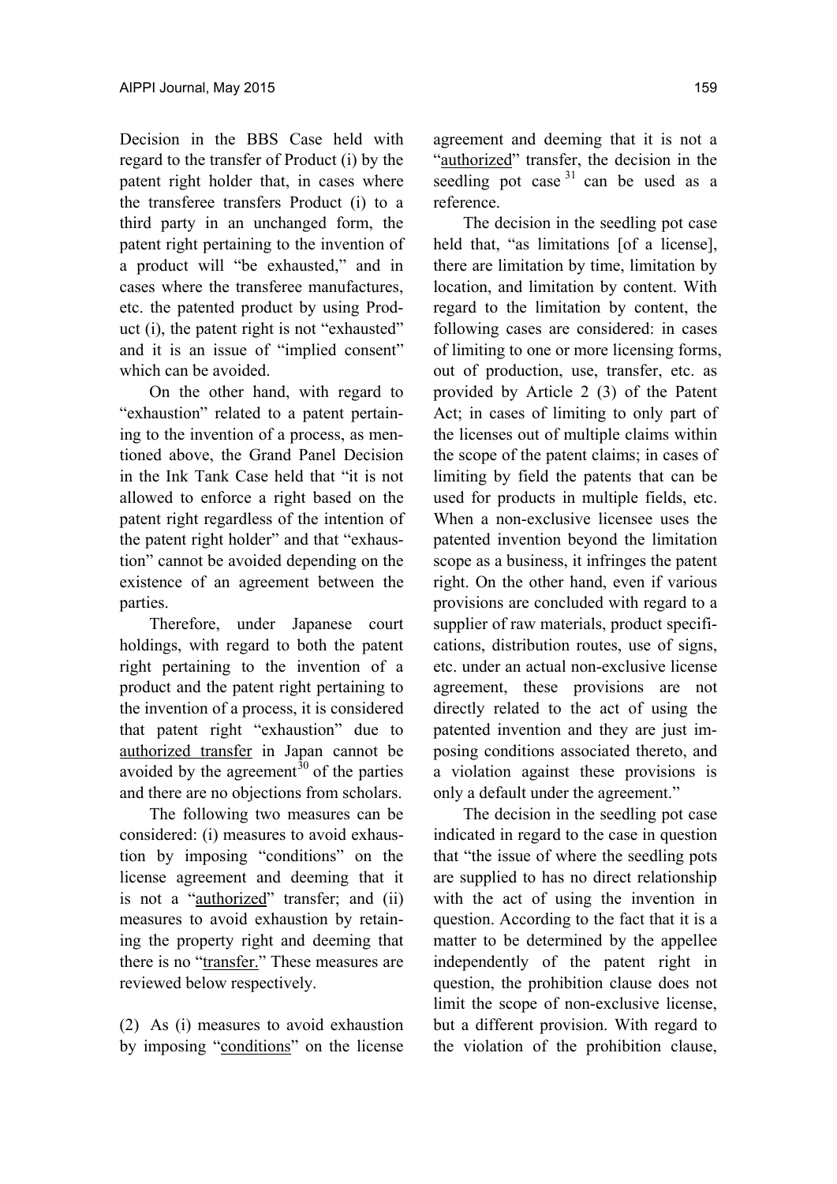Decision in the BBS Case held with regard to the transfer of Product (i) by the patent right holder that, in cases where the transferee transfers Product (i) to a third party in an unchanged form, the patent right pertaining to the invention of a product will "be exhausted," and in cases where the transferee manufactures, etc. the patented product by using Product (i), the patent right is not "exhausted" and it is an issue of "implied consent" which can be avoided.

On the other hand, with regard to "exhaustion" related to a patent pertaining to the invention of a process, as mentioned above, the Grand Panel Decision in the Ink Tank Case held that "it is not allowed to enforce a right based on the patent right regardless of the intention of the patent right holder" and that "exhaustion" cannot be avoided depending on the existence of an agreement between the parties.

Therefore, under Japanese court holdings, with regard to both the patent right pertaining to the invention of a product and the patent right pertaining to the invention of a process, it is considered that patent right "exhaustion" due to <u>authorized transfer</u> in Japan cannot be avoided by the agreement[30] of the parties and there are no objections from scholars.

The following two measures can be considered: (i) measures to avoid exhaustion by imposing "conditions" on the license agreement and deeming that it is not a "<u>authorized</u>" transfer; and (ii) measures to avoid exhaustion by retaining the property right and deeming that there is no "<u>transfer.</u>" These measures are reviewed below respectively.

(2) As (i) measures to avoid exhaustion by imposing "<u>conditions</u>" on the license agreement and deeming that it is not a "<u>authorized</u>" transfer, the decision in the seedling pot case[31] can be used as a reference.

The decision in the seedling pot case held that, "as limitations [of a license], there are limitation by time, limitation by location, and limitation by content. With regard to the limitation by content, the following cases are considered: in cases of limiting to one or more licensing forms, out of production, use, transfer, etc. as provided by Article 2 (3) of the Patent Act; in cases of limiting to only part of the licenses out of multiple claims within the scope of the patent claims; in cases of limiting by field the patents that can be used for products in multiple fields, etc. When a non-exclusive licensee uses the patented invention beyond the limitation scope as a business, it infringes the patent right. On the other hand, even if various provisions are concluded with regard to a supplier of raw materials, product specifications, distribution routes, use of signs, etc. under an actual non-exclusive license agreement, these provisions are not directly related to the act of using the patented invention and they are just imposing conditions associated thereto, and a violation against these provisions is only a default under the agreement."

The decision in the seedling pot case indicated in regard to the case in question that "the issue of where the seedling pots are supplied to has no direct relationship with the act of using the invention in question. According to the fact that it is a matter to be determined by the appellee independently of the patent right in question, the prohibition clause does not limit the scope of non-exclusive license, but a different provision. With regard to the violation of the prohibition clause,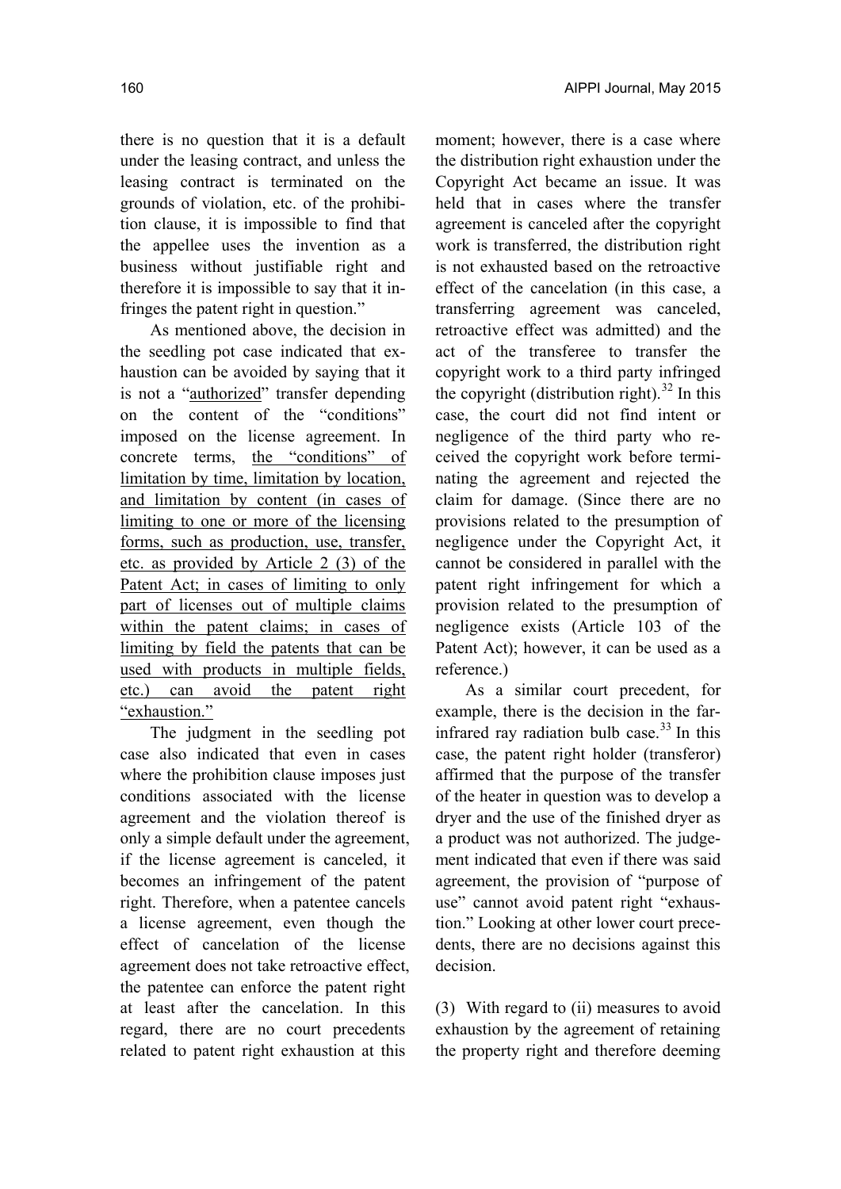there is no question that it is a default under the leasing contract, and unless the leasing contract is terminated on the grounds of violation, etc. of the prohibition clause, it is impossible to find that the appellee uses the invention as a business without justifiable right and therefore it is impossible to say that it infringes the patent right in question."

As mentioned above, the decision in the seedling pot case indicated that exhaustion can be avoided by saying that it is not a "<u>authorized</u>" transfer depending on the content of the "conditions" imposed on the license agreement. In concrete terms, <u>the "conditions" of limitation by time, limitation by location, and limitation by content (in cases of limiting to one or more of the licensing forms, such as production, use, transfer, etc. as provided by Article 2 (3) of the Patent Act; in cases of limiting to only part of licenses out of multiple claims within the patent claims; in cases of limiting by field the patents that can be used with products in multiple fields, etc.) can avoid the patent right "exhaustion."</u>

The judgment in the seedling pot case also indicated that even in cases where the prohibition clause imposes just conditions associated with the license agreement and the violation thereof is only a simple default under the agreement, if the license agreement is canceled, it becomes an infringement of the patent right. Therefore, when a patentee cancels a license agreement, even though the effect of cancelation of the license agreement does not take retroactive effect, the patentee can enforce the patent right at least after the cancelation. In this regard, there are no court precedents related to patent right exhaustion at this moment; however, there is a case where the distribution right exhaustion under the Copyright Act became an issue. It was held that in cases where the transfer agreement is canceled after the copyright work is transferred, the distribution right is not exhausted based on the retroactive effect of the cancelation (in this case, a transferring agreement was canceled, retroactive effect was admitted) and the act of the transferee to transfer the copyright work to a third party infringed the copyright (distribution right).[32] In this case, the court did not find intent or negligence of the third party who received the copyright work before terminating the agreement and rejected the claim for damage. (Since there are no provisions related to the presumption of negligence under the Copyright Act, it cannot be considered in parallel with the patent right infringement for which a provision related to the presumption of negligence exists (Article 103 of the Patent Act); however, it can be used as a reference.)

As a similar court precedent, for example, there is the decision in the far-infrared ray radiation bulb case.[33] In this case, the patent right holder (transferor) affirmed that the purpose of the transfer of the heater in question was to develop a dryer and the use of the finished dryer as a product was not authorized. The judgement indicated that even if there was said agreement, the provision of "purpose of use" cannot avoid patent right "exhaustion." Looking at other lower court precedents, there are no decisions against this decision.

(3) With regard to (ii) measures to avoid exhaustion by the agreement of retaining the property right and therefore deeming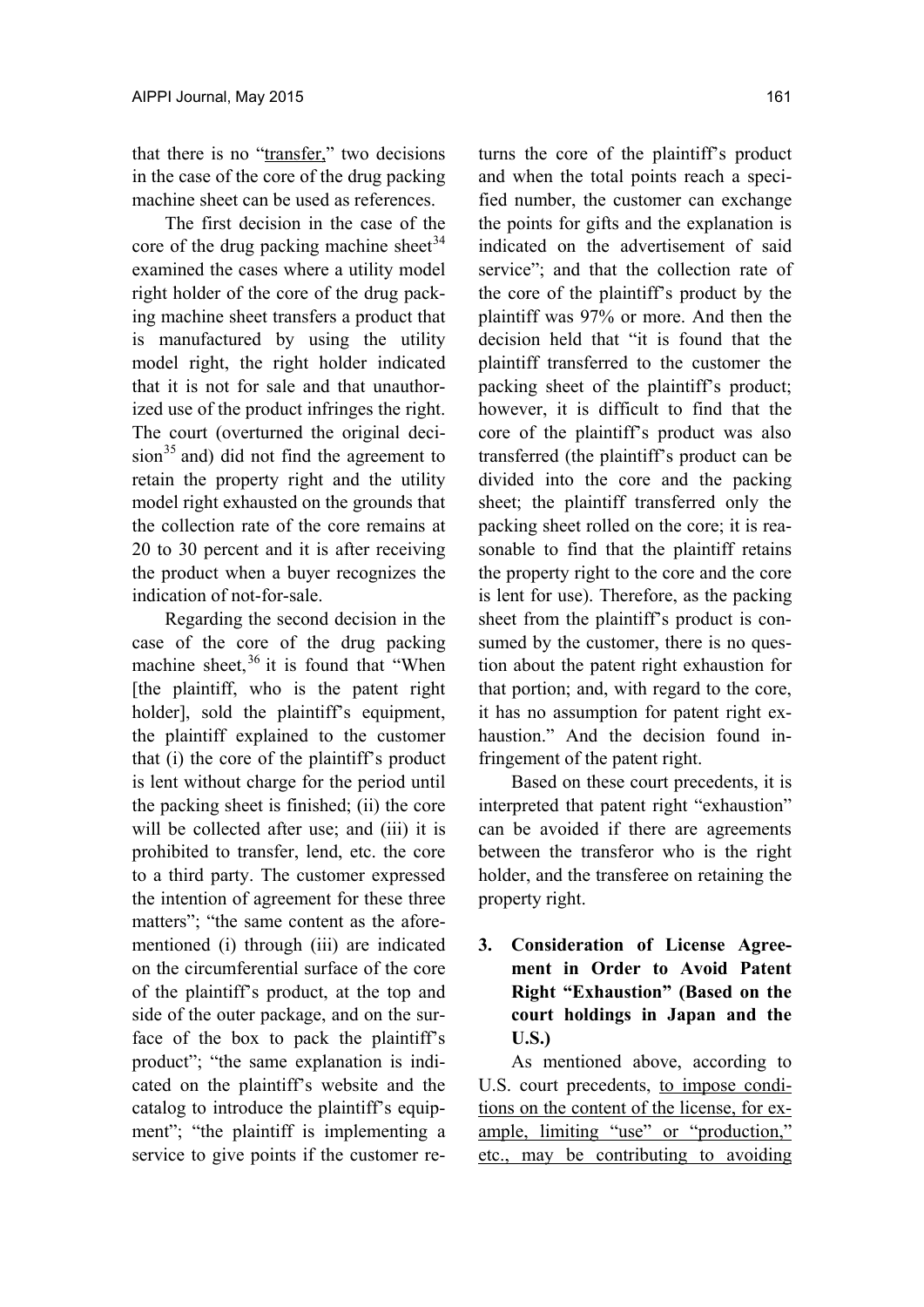that there is no "transfer," two decisions in the case of the core of the drug packing machine sheet can be used as references.

The first decision in the case of the core of the drug packing machine sheet[34] examined the cases where a utility model right holder of the core of the drug packing machine sheet transfers a product that is manufactured by using the utility model right, the right holder indicated that it is not for sale and that unauthorized use of the product infringes the right. The court (overturned the original decision[35] and) did not find the agreement to retain the property right and the utility model right exhausted on the grounds that the collection rate of the core remains at 20 to 30 percent and it is after receiving the product when a buyer recognizes the indication of not-for-sale.

Regarding the second decision in the case of the core of the drug packing machine sheet,[36] it is found that "When [the plaintiff, who is the patent right holder], sold the plaintiff's equipment, the plaintiff explained to the customer that (i) the core of the plaintiff's product is lent without charge for the period until the packing sheet is finished; (ii) the core will be collected after use; and (iii) it is prohibited to transfer, lend, etc. the core to a third party. The customer expressed the intention of agreement for these three matters"; "the same content as the aforementioned (i) through (iii) are indicated on the circumferential surface of the core of the plaintiff's product, at the top and side of the outer package, and on the surface of the box to pack the plaintiff's product"; "the same explanation is indicated on the plaintiff's website and the catalog to introduce the plaintiff's equipment"; "the plaintiff is implementing a service to give points if the customer returns the core of the plaintiff's product and when the total points reach a specified number, the customer can exchange the points for gifts and the explanation is indicated on the advertisement of said service"; and that the collection rate of the core of the plaintiff's product by the plaintiff was 97% or more. And then the decision held that "it is found that the plaintiff transferred to the customer the packing sheet of the plaintiff's product; however, it is difficult to find that the core of the plaintiff's product was also transferred (the plaintiff's product can be divided into the core and the packing sheet; the plaintiff transferred only the packing sheet rolled on the core; it is reasonable to find that the plaintiff retains the property right to the core and the core is lent for use). Therefore, as the packing sheet from the plaintiff's product is consumed by the customer, there is no question about the patent right exhaustion for that portion; and, with regard to the core, it has no assumption for patent right exhaustion." And the decision found infringement of the patent right.

Based on these court precedents, it is interpreted that patent right "exhaustion" can be avoided if there are agreements between the transferor who is the right holder, and the transferee on retaining the property right.

## 3. Consideration of License Agreement in Order to Avoid Patent Right "Exhaustion" (Based on the court holdings in Japan and the U.S.)

As mentioned above, according to U.S. court precedents, to impose conditions on the content of the license, for example, limiting "use" or "production," etc., may be contributing to avoiding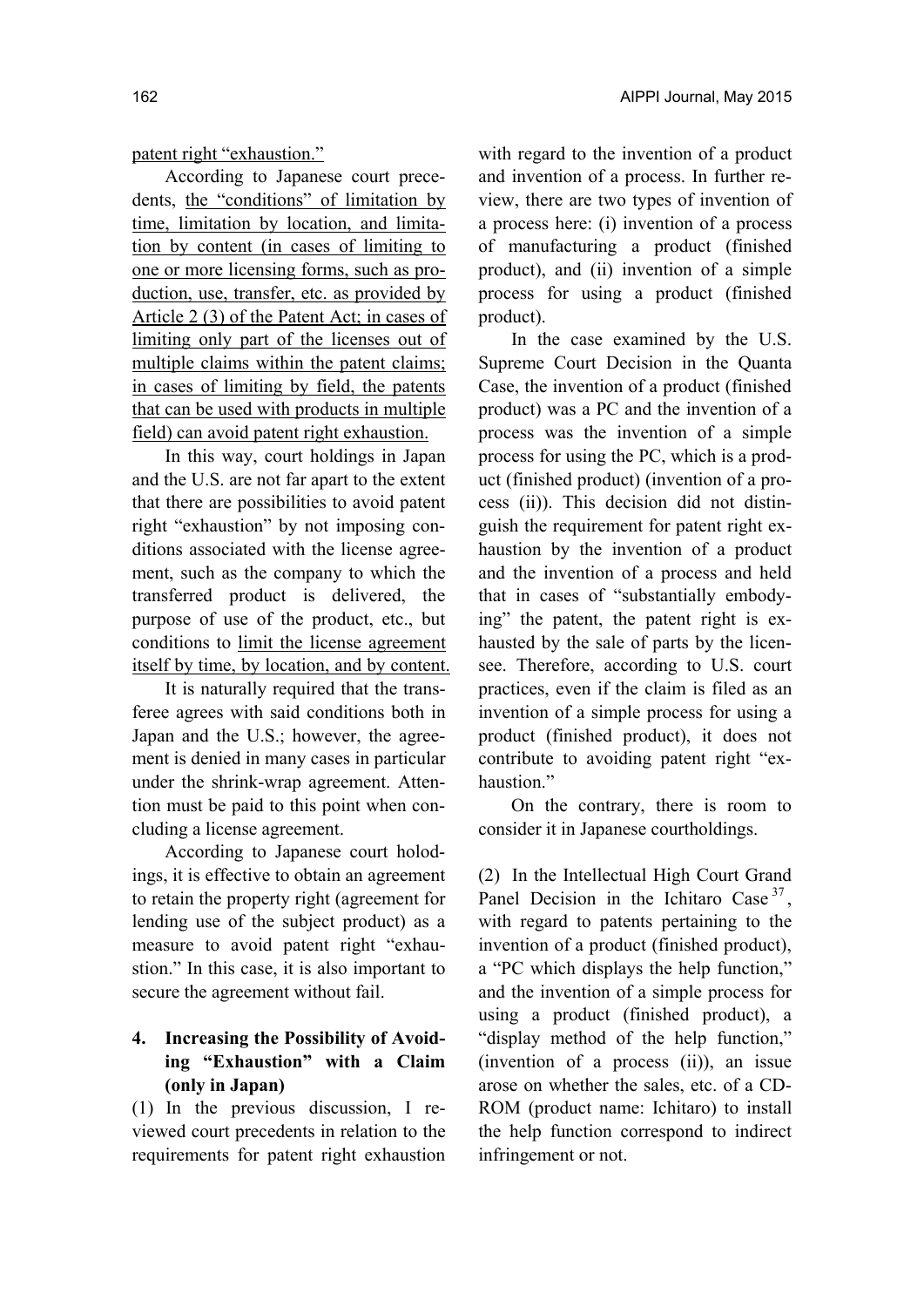patent right "exhaustion."

According to Japanese court precedents, the "conditions" of limitation by time, limitation by location, and limitation by content (in cases of limiting to one or more licensing forms, such as production, use, transfer, etc. as provided by Article 2 (3) of the Patent Act; in cases of limiting only part of the licenses out of multiple claims within the patent claims; in cases of limiting by field, the patents that can be used with products in multiple field) can avoid patent right exhaustion.

In this way, court holdings in Japan and the U.S. are not far apart to the extent that there are possibilities to avoid patent right "exhaustion" by not imposing conditions associated with the license agreement, such as the company to which the transferred product is delivered, the purpose of use of the product, etc., but conditions to limit the license agreement itself by time, by location, and by content.

It is naturally required that the transferee agrees with said conditions both in Japan and the U.S.; however, the agreement is denied in many cases in particular under the shrink-wrap agreement. Attention must be paid to this point when concluding a license agreement.

According to Japanese court holodings, it is effective to obtain an agreement to retain the property right (agreement for lending use of the subject product) as a measure to avoid patent right "exhaustion." In this case, it is also important to secure the agreement without fail.

## 4. Increasing the Possibility of Avoiding "Exhaustion" with a Claim (only in Japan)

(1) In the previous discussion, I reviewed court precedents in relation to the requirements for patent right exhaustion with regard to the invention of a product and invention of a process. In further review, there are two types of invention of a process here: (i) invention of a process of manufacturing a product (finished product), and (ii) invention of a simple process for using a product (finished product).

In the case examined by the U.S. Supreme Court Decision in the Quanta Case, the invention of a product (finished product) was a PC and the invention of a process was the invention of a simple process for using the PC, which is a product (finished product) (invention of a process (ii)). This decision did not distinguish the requirement for patent right exhaustion by the invention of a product and the invention of a process and held that in cases of "substantially embodying" the patent, the patent right is exhausted by the sale of parts by the licensee. Therefore, according to U.S. court practices, even if the claim is filed as an invention of a simple process for using a product (finished product), it does not contribute to avoiding patent right "exhaustion."

On the contrary, there is room to consider it in Japanese courtholdings.

(2) In the Intellectual High Court Grand Panel Decision in the Ichitaro Case [37], with regard to patents pertaining to the invention of a product (finished product), a "PC which displays the help function," and the invention of a simple process for using a product (finished product), a "display method of the help function," (invention of a process (ii)), an issue arose on whether the sales, etc. of a CD-ROM (product name: Ichitaro) to install the help function correspond to indirect infringement or not.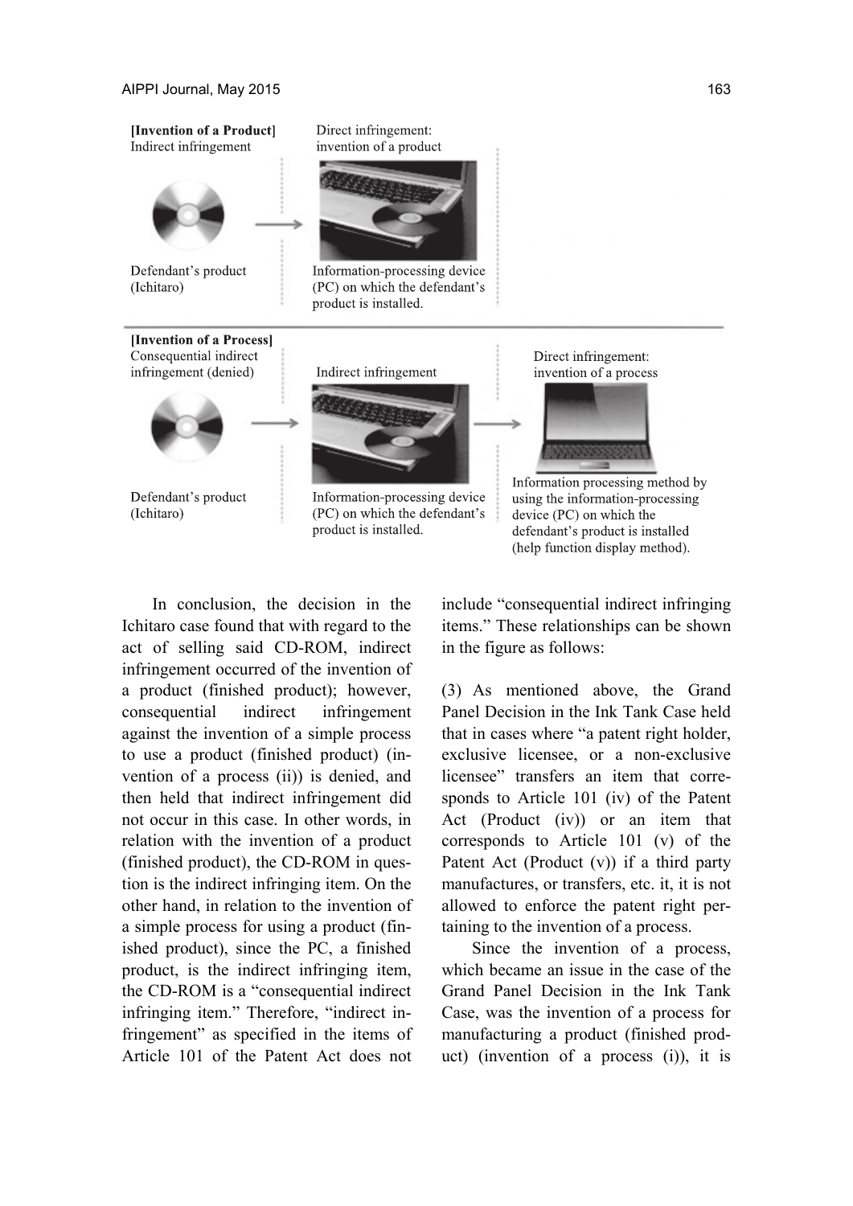**[Invention of a Product]**
Indirect infringement

Direct infringement: invention of a product

Defendant's product (Ichitaro)

Information-processing device (PC) on which the defendant's product is installed.

**[Invention of a Process]**
Consequential indirect infringement (denied)

Indirect infringement

Direct infringement: invention of a process

Defendant's product (Ichitaro)

Information-processing device (PC) on which the defendant's product is installed.

Information processing method by using the information-processing device (PC) on which the defendant's product is installed (help function display method).

In conclusion, the decision in the Ichitaro case found that with regard to the act of selling said CD-ROM, indirect infringement occurred of the invention of a product (finished product); however, consequential indirect infringement against the invention of a simple process to use a product (finished product) (invention of a process (ii)) is denied, and then held that indirect infringement did not occur in this case. In other words, in relation with the invention of a product (finished product), the CD-ROM in question is the indirect infringing item. On the other hand, in relation to the invention of a simple process for using a product (finished product), since the PC, a finished product, is the indirect infringing item, the CD-ROM is a "consequential indirect infringing item." Therefore, "indirect infringement" as specified in the items of Article 101 of the Patent Act does not include "consequential indirect infringing items." These relationships can be shown in the figure as follows:

(3) As mentioned above, the Grand Panel Decision in the Ink Tank Case held that in cases where "a patent right holder, exclusive licensee, or a non-exclusive licensee" transfers an item that corresponds to Article 101 (iv) of the Patent Act (Product (iv)) or an item that corresponds to Article 101 (v) of the Patent Act (Product (v)) if a third party manufactures, or transfers, etc. it, it is not allowed to enforce the patent right pertaining to the invention of a process.

Since the invention of a process, which became an issue in the case of the Grand Panel Decision in the Ink Tank Case, was the invention of a process for manufacturing a product (finished product) (invention of a process (i)), it is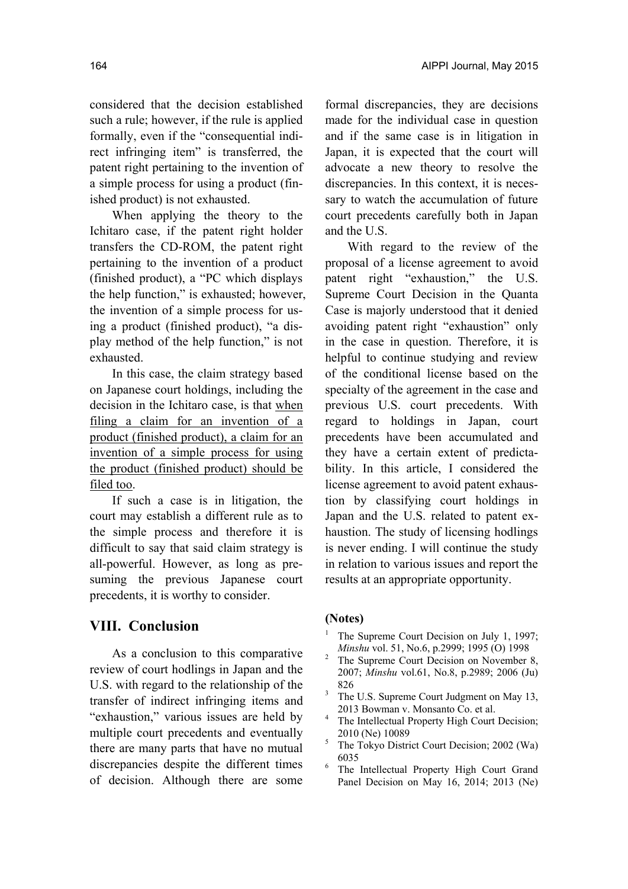considered that the decision established such a rule; however, if the rule is applied formally, even if the "consequential indirect infringing item" is transferred, the patent right pertaining to the invention of a simple process for using a product (finished product) is not exhausted.

When applying the theory to the Ichitaro case, if the patent right holder transfers the CD-ROM, the patent right pertaining to the invention of a product (finished product), a "PC which displays the help function," is exhausted; however, the invention of a simple process for using a product (finished product), "a display method of the help function," is not exhausted.

In this case, the claim strategy based on Japanese court holdings, including the decision in the Ichitaro case, is that <u>when filing a claim for an invention of a product (finished product), a claim for an invention of a simple process for using the product (finished product) should be filed too</u>.

If such a case is in litigation, the court may establish a different rule as to the simple process and therefore it is difficult to say that said claim strategy is all-powerful. However, as long as presuming the previous Japanese court precedents, it is worthy to consider.

## VIII. Conclusion

As a conclusion to this comparative review of court hodlings in Japan and the U.S. with regard to the relationship of the transfer of indirect infringing items and "exhaustion," various issues are held by multiple court precedents and eventually there are many parts that have no mutual discrepancies despite the different times of decision. Although there are some formal discrepancies, they are decisions made for the individual case in question and if the same case is in litigation in Japan, it is expected that the court will advocate a new theory to resolve the discrepancies. In this context, it is necessary to watch the accumulation of future court precedents carefully both in Japan and the U.S.

With regard to the review of the proposal of a license agreement to avoid patent right "exhaustion," the U.S. Supreme Court Decision in the Quanta Case is majorly understood that it denied avoiding patent right "exhaustion" only in the case in question. Therefore, it is helpful to continue studying and review of the conditional license based on the specialty of the agreement in the case and previous U.S. court precedents. With regard to holdings in Japan, court precedents have been accumulated and they have a certain extent of predictability. In this article, I considered the license agreement to avoid patent exhaustion by classifying court holdings in Japan and the U.S. related to patent exhaustion. The study of licensing hodlings is never ending. I will continue the study in relation to various issues and report the results at an appropriate opportunity.

**(Notes)**

1. The Supreme Court Decision on July 1, 1997; *Minshu* vol. 51, No.6, p.2999; 1995 (O) 1998
2. The Supreme Court Decision on November 8, 2007; *Minshu* vol.61, No.8, p.2989; 2006 (Ju) 826
3. The U.S. Supreme Court Judgment on May 13, 2013 Bowman v. Monsanto Co. et al.
4. The Intellectual Property High Court Decision; 2010 (Ne) 10089
5. The Tokyo District Court Decision; 2002 (Wa) 6035
6. The Intellectual Property High Court Grand Panel Decision on May 16, 2014; 2013 (Ne)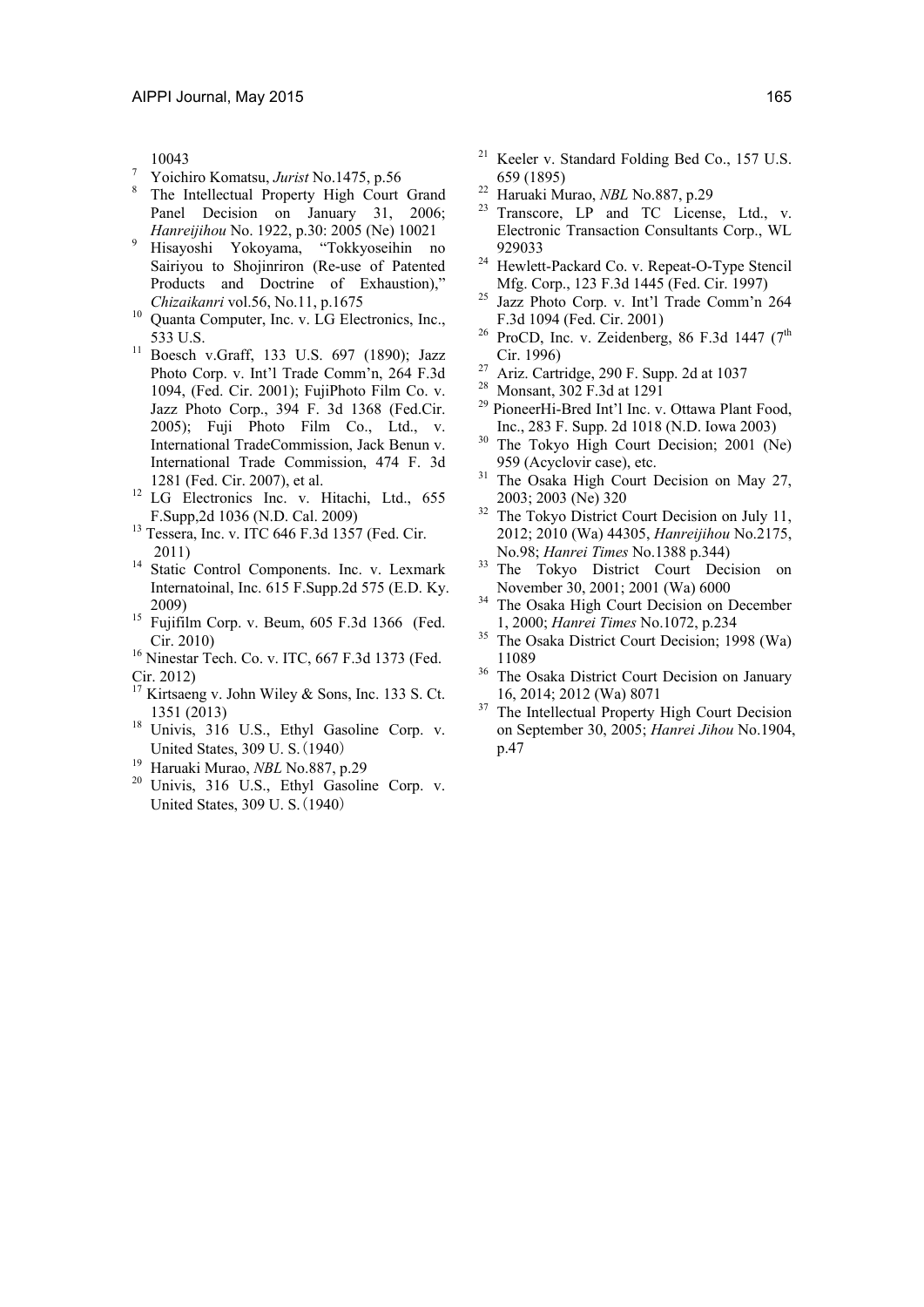10043

[7] Yoichiro Komatsu, *Jurist* No.1475, p.56

[8] The Intellectual Property High Court Grand Panel Decision on January 31, 2006; *Hanreijihou* No. 1922, p.30: 2005 (Ne) 10021

[9] Hisayoshi Yokoyama, "Tokkyoseihin no Sairiyou to Shojinriron (Re-use of Patented Products and Doctrine of Exhaustion)," *Chizaikanri* vol.56, No.11, p.1675

[10] Quanta Computer, Inc. v. LG Electronics, Inc., 533 U.S.

[11] Boesch v.Graff, 133 U.S. 697 (1890); Jazz Photo Corp. v. Int'l Trade Comm'n, 264 F.3d 1094, (Fed. Cir. 2001); FujiPhoto Film Co. v. Jazz Photo Corp., 394 F. 3d 1368 (Fed.Cir. 2005); Fuji Photo Film Co., Ltd., v. International TradeCommission, Jack Benun v. International Trade Commission, 474 F. 3d 1281 (Fed. Cir. 2007), et al.

[12] LG Electronics Inc. v. Hitachi, Ltd., 655 F.Supp,2d 1036 (N.D. Cal. 2009)

[13] Tessera, Inc. v. ITC 646 F.3d 1357 (Fed. Cir. 2011)

[14] Static Control Components. Inc. v. Lexmark Internatoinal, Inc. 615 F.Supp.2d 575 (E.D. Ky. 2009)

[15] Fujifilm Corp. v. Beum, 605 F.3d 1366 (Fed. Cir. 2010)

[16] Ninestar Tech. Co. v. ITC, 667 F.3d 1373 (Fed. Cir. 2012)

[17] Kirtsaeng v. John Wiley & Sons, Inc. 133 S. Ct. 1351 (2013)

[18] Univis, 316 U.S., Ethyl Gasoline Corp. v. United States, 309 U. S.（1940）

[19] Haruaki Murao, *NBL* No.887, p.29

[20] Univis, 316 U.S., Ethyl Gasoline Corp. v. United States, 309 U. S.（1940）

[21] Keeler v. Standard Folding Bed Co., 157 U.S. 659 (1895)

[22] Haruaki Murao, *NBL* No.887, p.29

[23] Transcore, LP and TC License, Ltd., v. Electronic Transaction Consultants Corp., WL 929033

[24] Hewlett-Packard Co. v. Repeat-O-Type Stencil Mfg. Corp., 123 F.3d 1445 (Fed. Cir. 1997)

[25] Jazz Photo Corp. v. Int'l Trade Comm'n 264 F.3d 1094 (Fed. Cir. 2001)

[26] ProCD, Inc. v. Zeidenberg, 86 F.3d 1447 (7th Cir. 1996)

[27] Ariz. Cartridge, 290 F. Supp. 2d at 1037

[28] Monsant, 302 F.3d at 1291

[29] PioneerHi-Bred Int'l Inc. v. Ottawa Plant Food, Inc., 283 F. Supp. 2d 1018 (N.D. Iowa 2003)

[30] The Tokyo High Court Decision; 2001 (Ne) 959 (Acyclovir case), etc.

[31] The Osaka High Court Decision on May 27, 2003; 2003 (Ne) 320

[32] The Tokyo District Court Decision on July 11, 2012; 2010 (Wa) 44305, *Hanreijihou* No.2175, No.98; *Hanrei Times* No.1388 p.344)

[33] The Tokyo District Court Decision on November 30, 2001; 2001 (Wa) 6000

[34] The Osaka High Court Decision on December 1, 2000; *Hanrei Times* No.1072, p.234

[35] The Osaka District Court Decision; 1998 (Wa) 11089

[36] The Osaka District Court Decision on January 16, 2014; 2012 (Wa) 8071

[37] The Intellectual Property High Court Decision on September 30, 2005; *Hanrei Jihou* No.1904, p.47